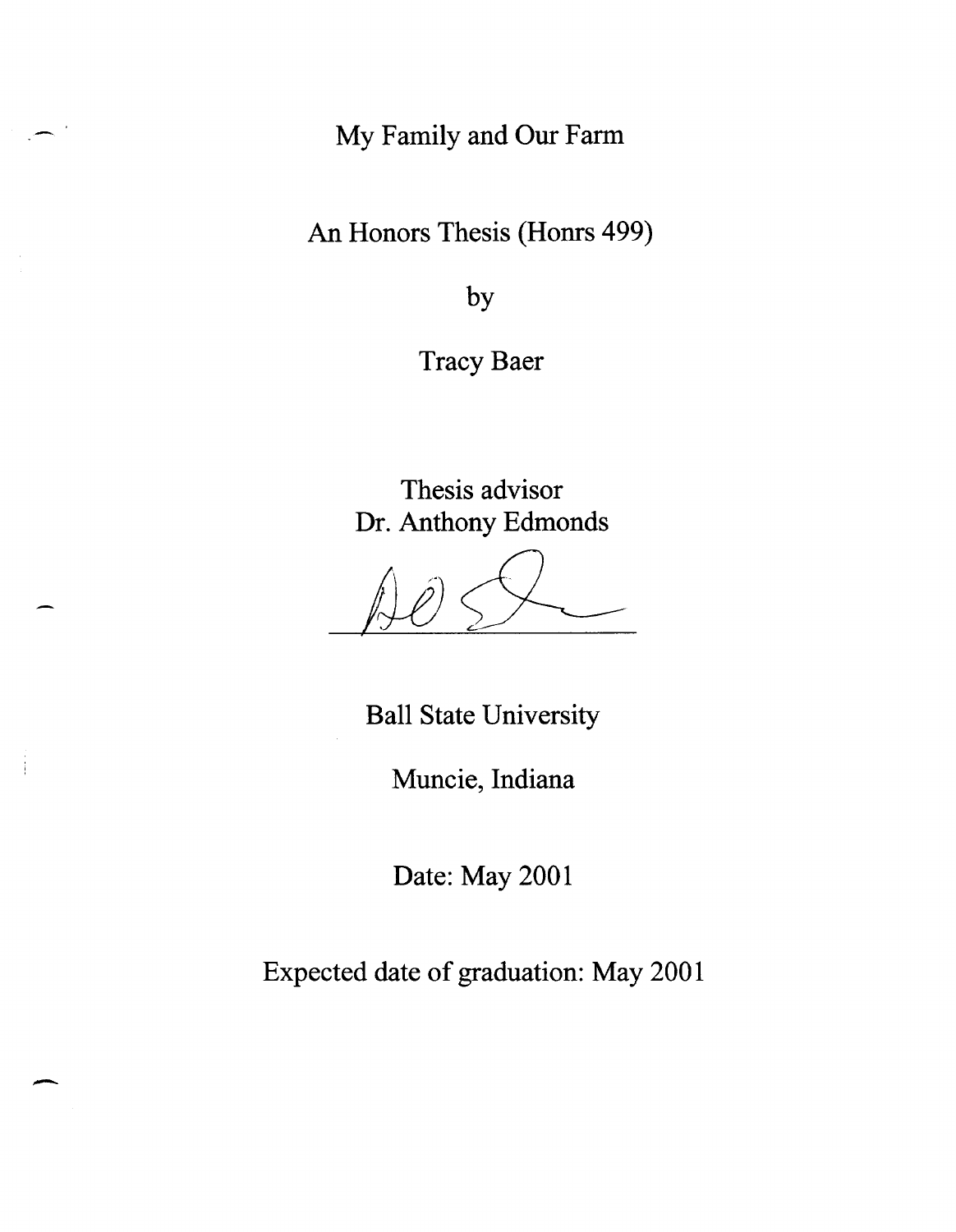# My Family and Our Farm

An Honors Thesis (Honrs 499)

by

Tracy Baer

Thesis advisor
Dr. Anthony Edmonds

Ball State University

Muncie, Indiana

Date: May 2001

Expected date of graduation: May 2001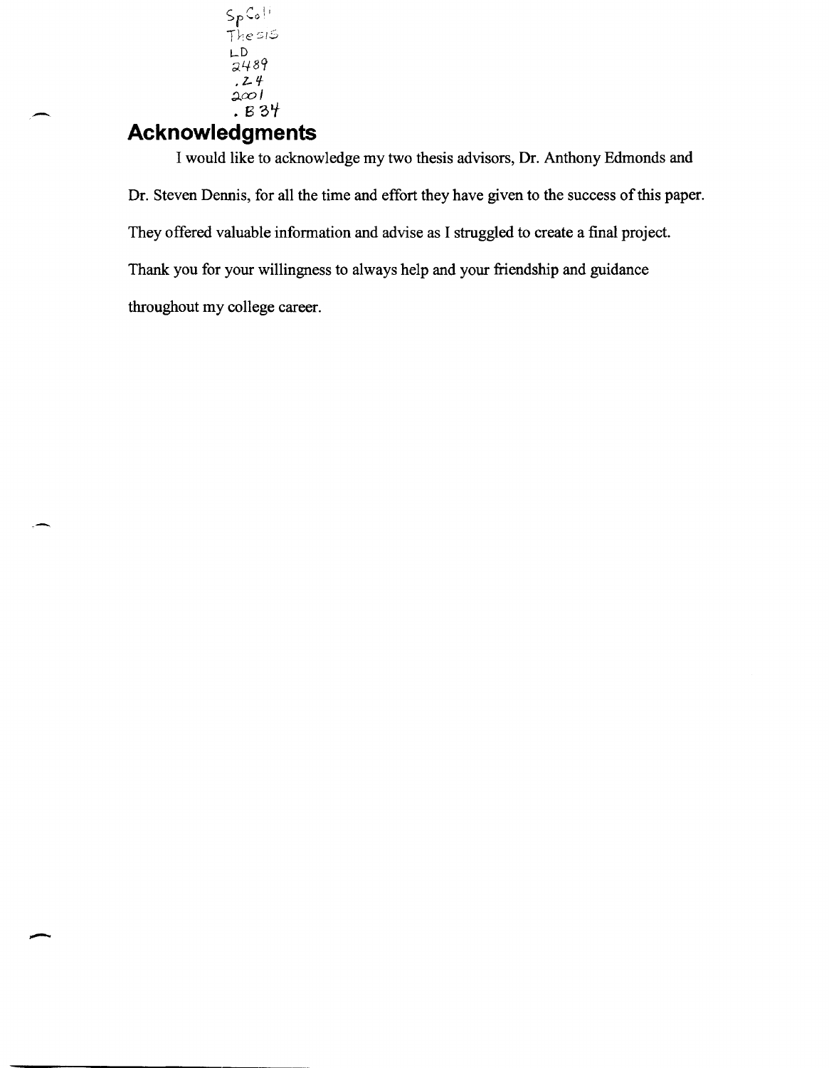SpColl
Thesis
LD
2489
.Z4
2001
.B34

## Acknowledgments

I would like to acknowledge my two thesis advisors, Dr. Anthony Edmonds and Dr. Steven Dennis, for all the time and effort they have given to the success of this paper. They offered valuable information and advise as I struggled to create a final project. Thank you for your willingness to always help and your friendship and guidance throughout my college career.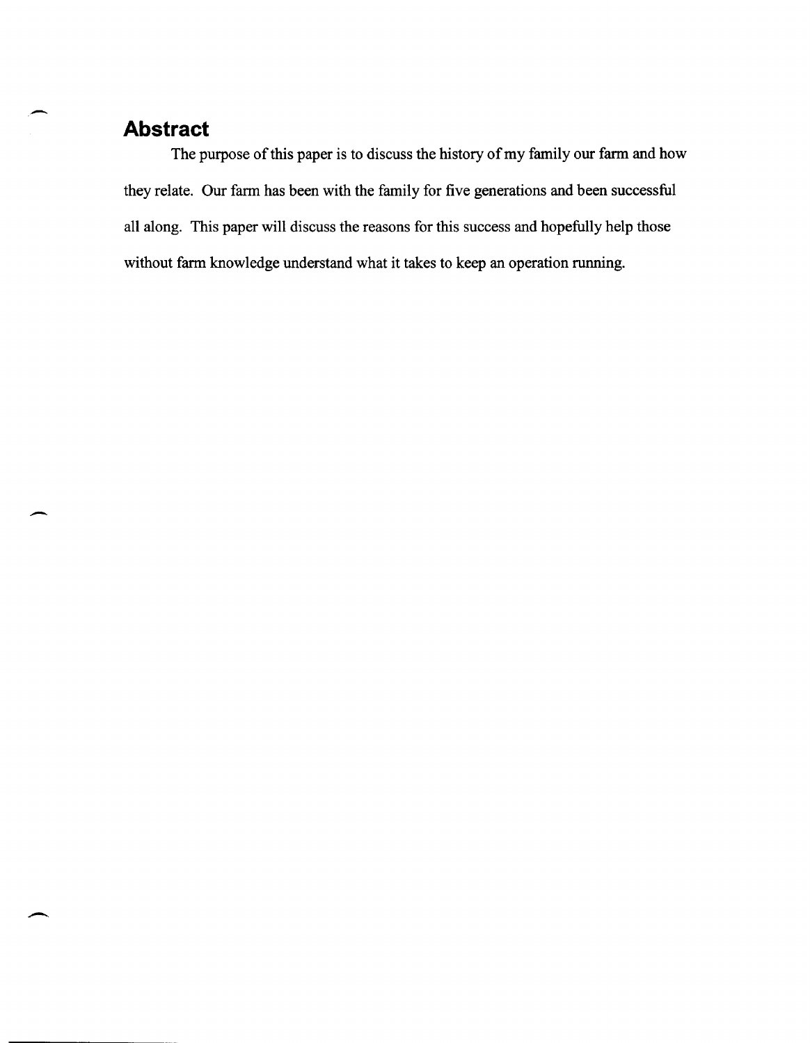## Abstract

The purpose of this paper is to discuss the history of my family our farm and how they relate. Our farm has been with the family for five generations and been successful all along. This paper will discuss the reasons for this success and hopefully help those without farm knowledge understand what it takes to keep an operation running.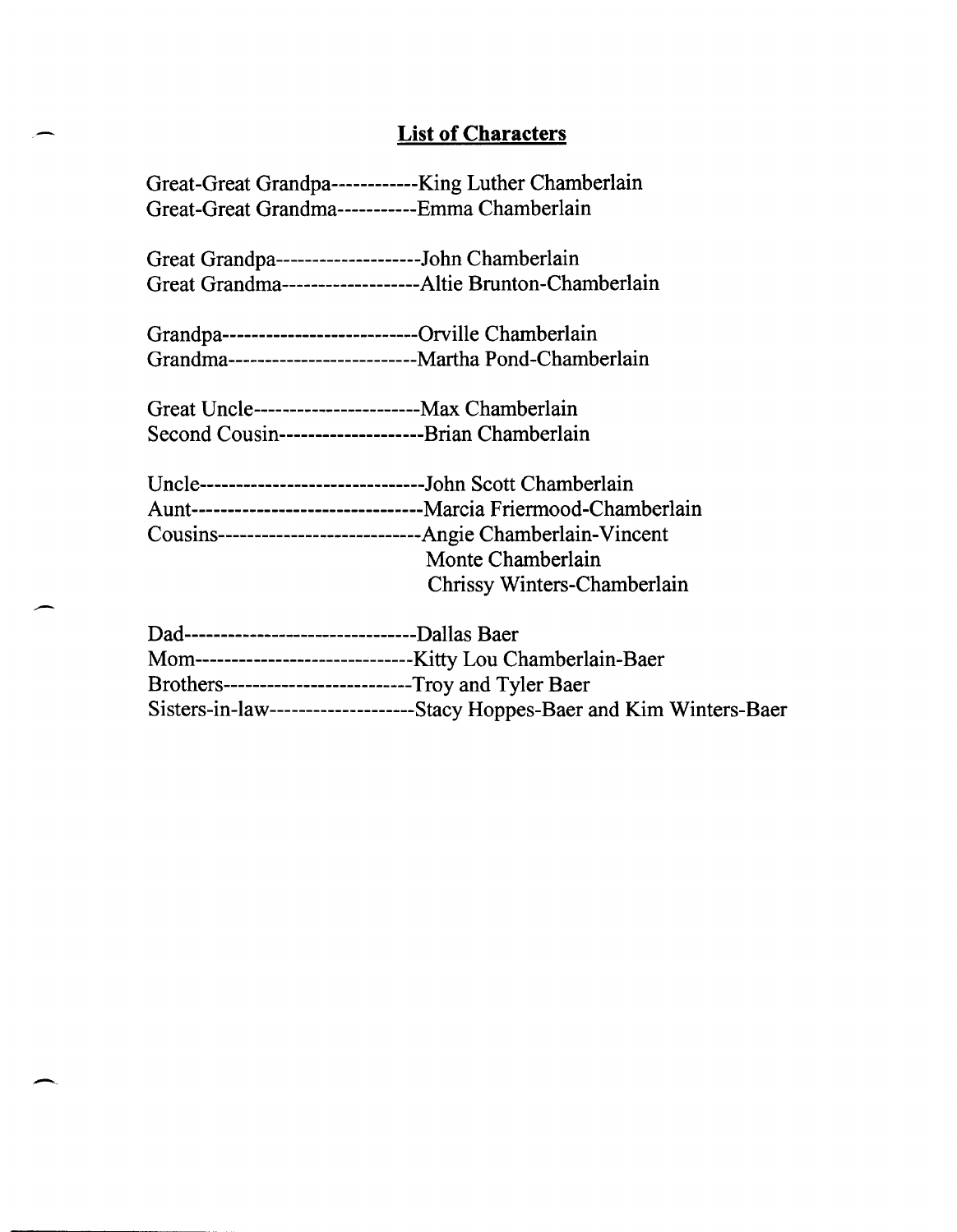## List of Characters

Great-Great Grandpa------------King Luther Chamberlain
Great-Great Grandma-----------Emma Chamberlain

Great Grandpa--------------------John Chamberlain
Great Grandma-------------------Altie Brunton-Chamberlain

Grandpa---------------------------Orville Chamberlain
Grandma--------------------------Martha Pond-Chamberlain

Great Uncle-----------------------Max Chamberlain
Second Cousin--------------------Brian Chamberlain

Uncle-------------------------------John Scott Chamberlain
Aunt--------------------------------Marcia Friermood-Chamberlain
Cousins----------------------------Angie Chamberlain-Vincent
Monte Chamberlain
Chrissy Winters-Chamberlain

Dad--------------------------------Dallas Baer
Mom------------------------------Kitty Lou Chamberlain-Baer
Brothers--------------------------Troy and Tyler Baer
Sisters-in-law--------------------Stacy Hoppes-Baer and Kim Winters-Baer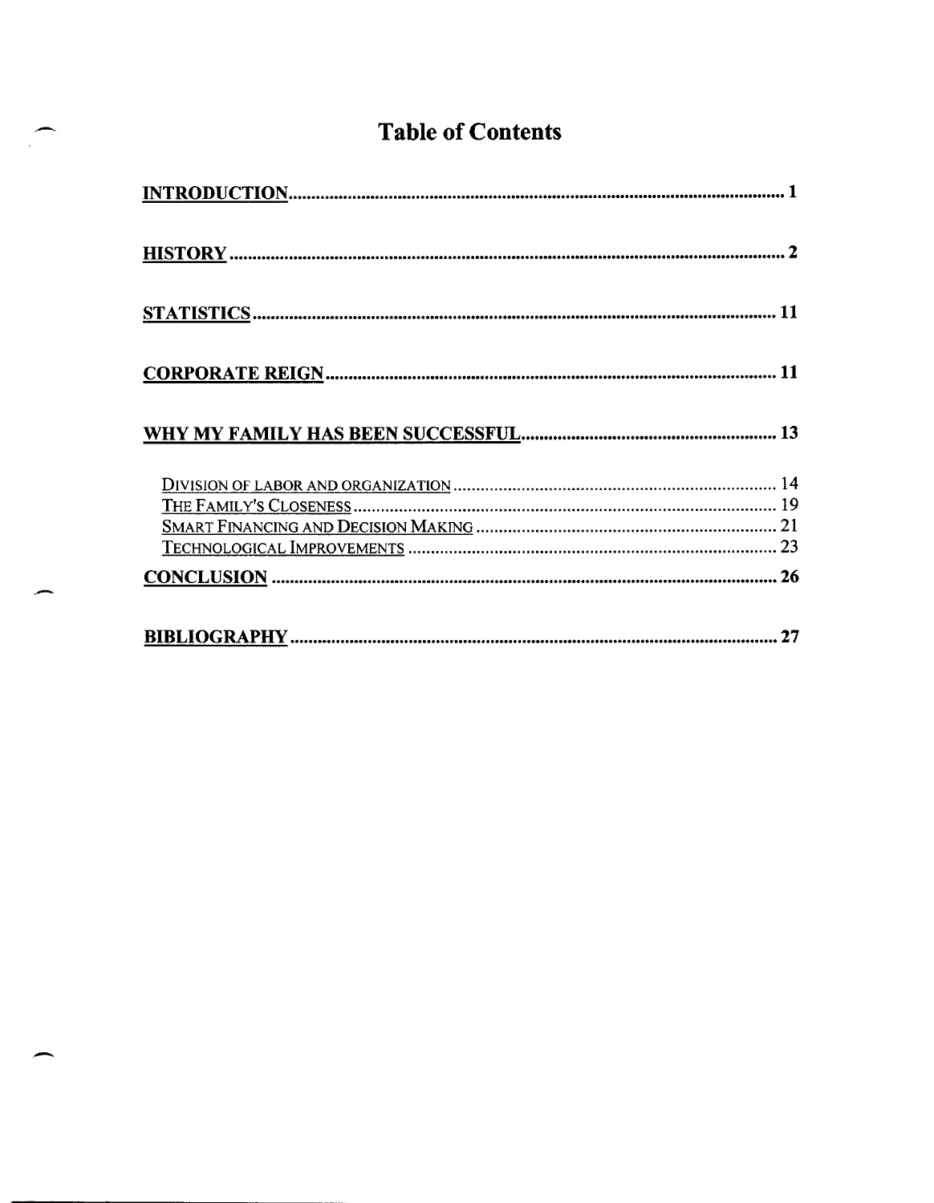# Table of Contents

| | |
|---|---|
| **INTRODUCTION** | **1** |
| **HISTORY** | **2** |
| **STATISTICS** | **11** |
| **CORPORATE REIGN** | **11** |
| **WHY MY FAMILY HAS BEEN SUCCESSFUL** | **13** |
| Division of labor and organization | 14 |
| The Family's Closeness | 19 |
| Smart Financing and Decision Making | 21 |
| Technological Improvements | 23 |
| **CONCLUSION** | **26** |
| **BIBLIOGRAPHY** | **27** |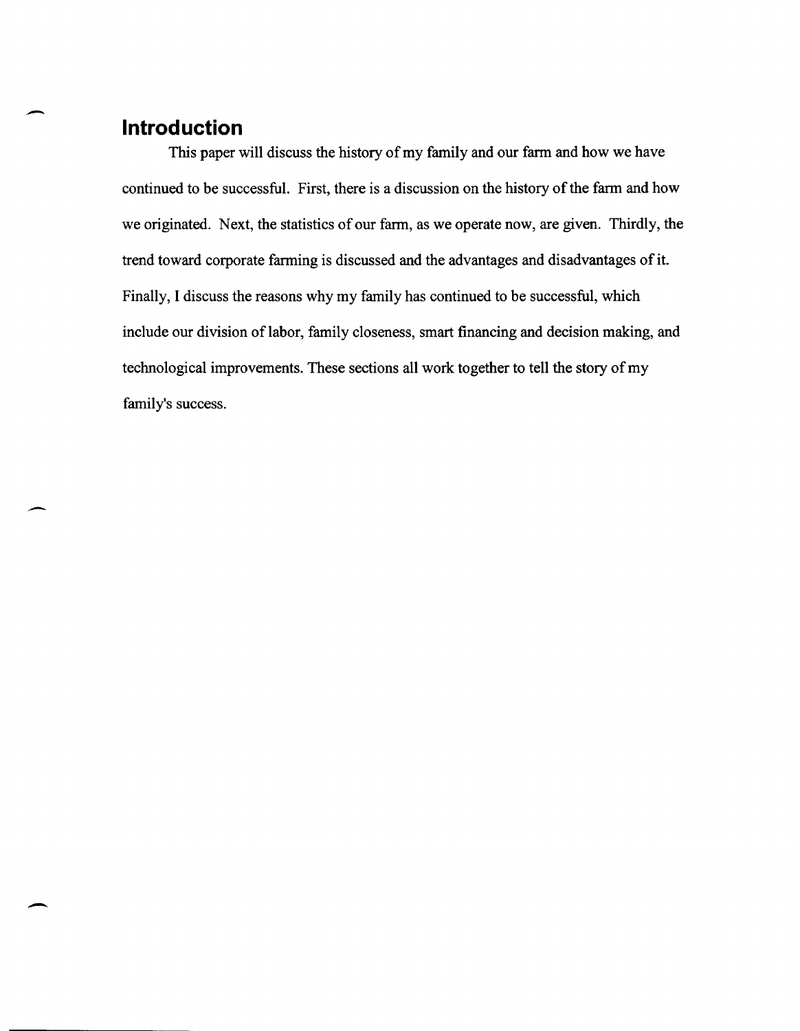## Introduction

This paper will discuss the history of my family and our farm and how we have continued to be successful. First, there is a discussion on the history of the farm and how we originated. Next, the statistics of our farm, as we operate now, are given. Thirdly, the trend toward corporate farming is discussed and the advantages and disadvantages of it. Finally, I discuss the reasons why my family has continued to be successful, which include our division of labor, family closeness, smart financing and decision making, and technological improvements. These sections all work together to tell the story of my family's success.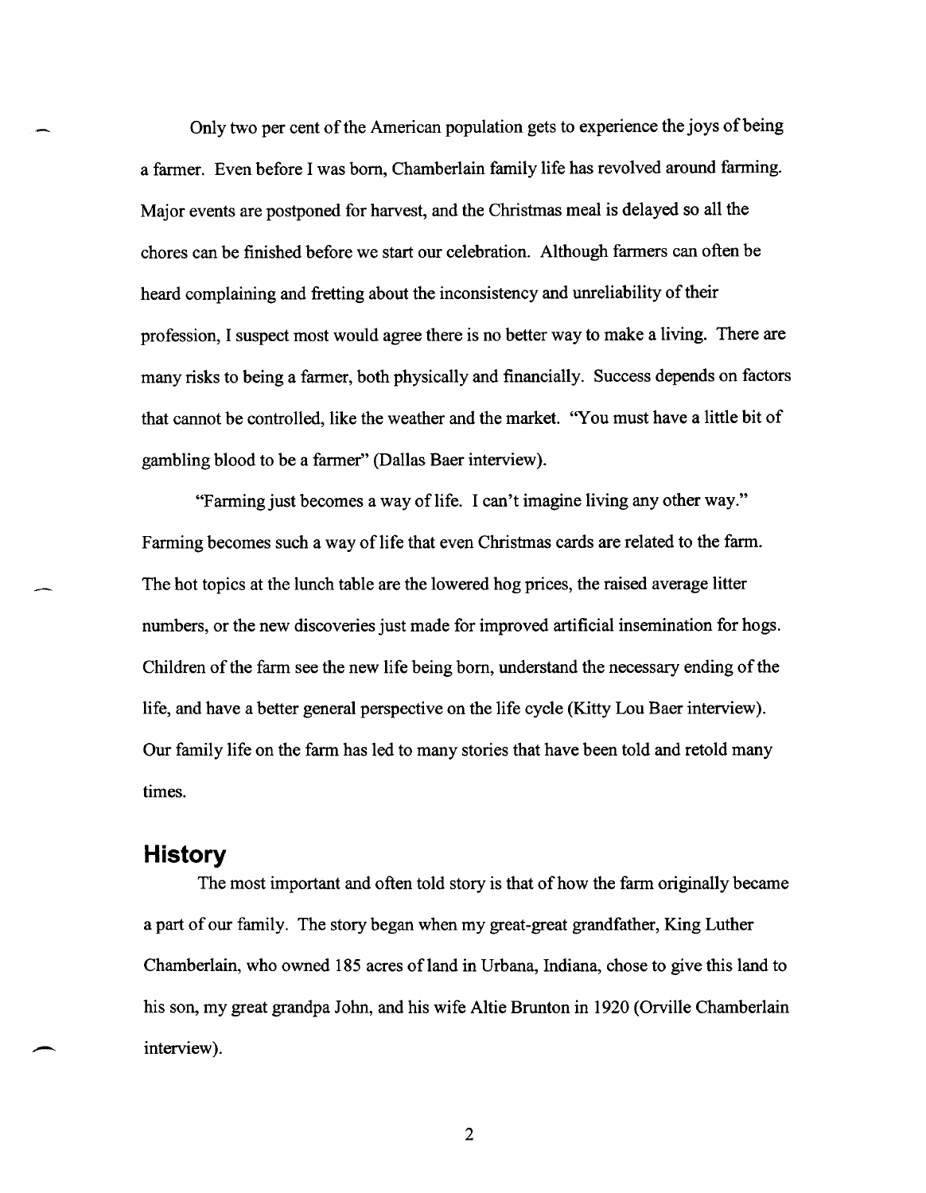Only two per cent of the American population gets to experience the joys of being a farmer. Even before I was born, Chamberlain family life has revolved around farming. Major events are postponed for harvest, and the Christmas meal is delayed so all the chores can be finished before we start our celebration. Although farmers can often be heard complaining and fretting about the inconsistency and unreliability of their profession, I suspect most would agree there is no better way to make a living. There are many risks to being a farmer, both physically and financially. Success depends on factors that cannot be controlled, like the weather and the market. "You must have a little bit of gambling blood to be a farmer" (Dallas Baer interview).

"Farming just becomes a way of life. I can't imagine living any other way." Farming becomes such a way of life that even Christmas cards are related to the farm. The hot topics at the lunch table are the lowered hog prices, the raised average litter numbers, or the new discoveries just made for improved artificial insemination for hogs. Children of the farm see the new life being born, understand the necessary ending of the life, and have a better general perspective on the life cycle (Kitty Lou Baer interview). Our family life on the farm has led to many stories that have been told and retold many times.

## History

The most important and often told story is that of how the farm originally became a part of our family. The story began when my great-great grandfather, King Luther Chamberlain, who owned 185 acres of land in Urbana, Indiana, chose to give this land to his son, my great grandpa John, and his wife Altie Brunton in 1920 (Orville Chamberlain interview).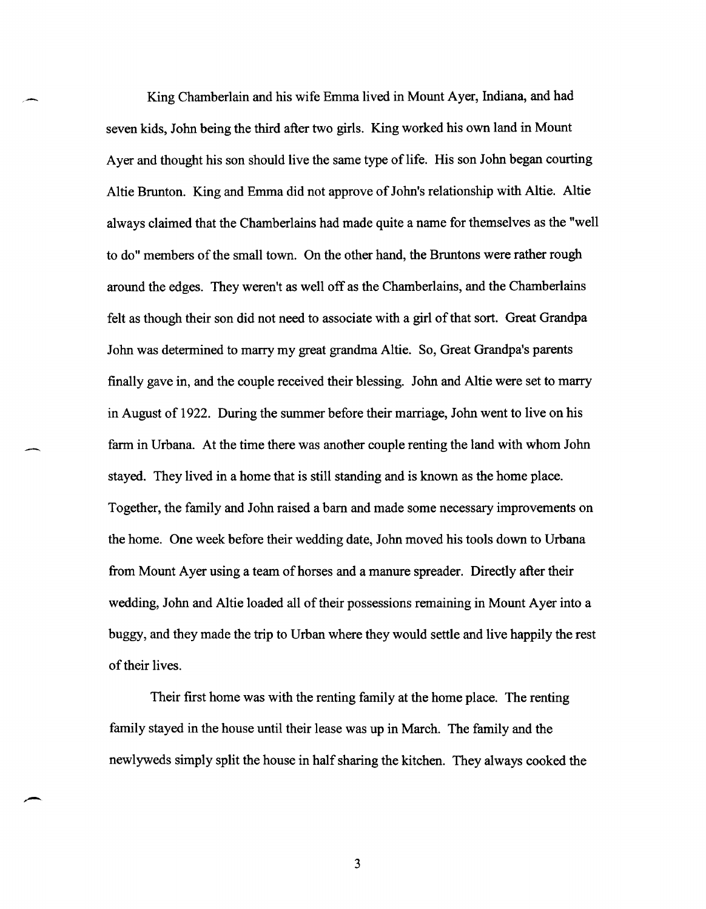King Chamberlain and his wife Emma lived in Mount Ayer, Indiana, and had seven kids, John being the third after two girls. King worked his own land in Mount Ayer and thought his son should live the same type of life. His son John began courting Altie Brunton. King and Emma did not approve of John's relationship with Altie. Altie always claimed that the Chamberlains had made quite a name for themselves as the "well to do" members of the small town. On the other hand, the Bruntons were rather rough around the edges. They weren't as well off as the Chamberlains, and the Chamberlains felt as though their son did not need to associate with a girl of that sort. Great Grandpa John was determined to marry my great grandma Altie. So, Great Grandpa's parents finally gave in, and the couple received their blessing. John and Altie were set to marry in August of 1922. During the summer before their marriage, John went to live on his farm in Urbana. At the time there was another couple renting the land with whom John stayed. They lived in a home that is still standing and is known as the home place. Together, the family and John raised a barn and made some necessary improvements on the home. One week before their wedding date, John moved his tools down to Urbana from Mount Ayer using a team of horses and a manure spreader. Directly after their wedding, John and Altie loaded all of their possessions remaining in Mount Ayer into a buggy, and they made the trip to Urban where they would settle and live happily the rest of their lives.

Their first home was with the renting family at the home place. The renting family stayed in the house until their lease was up in March. The family and the newlyweds simply split the house in half sharing the kitchen. They always cooked the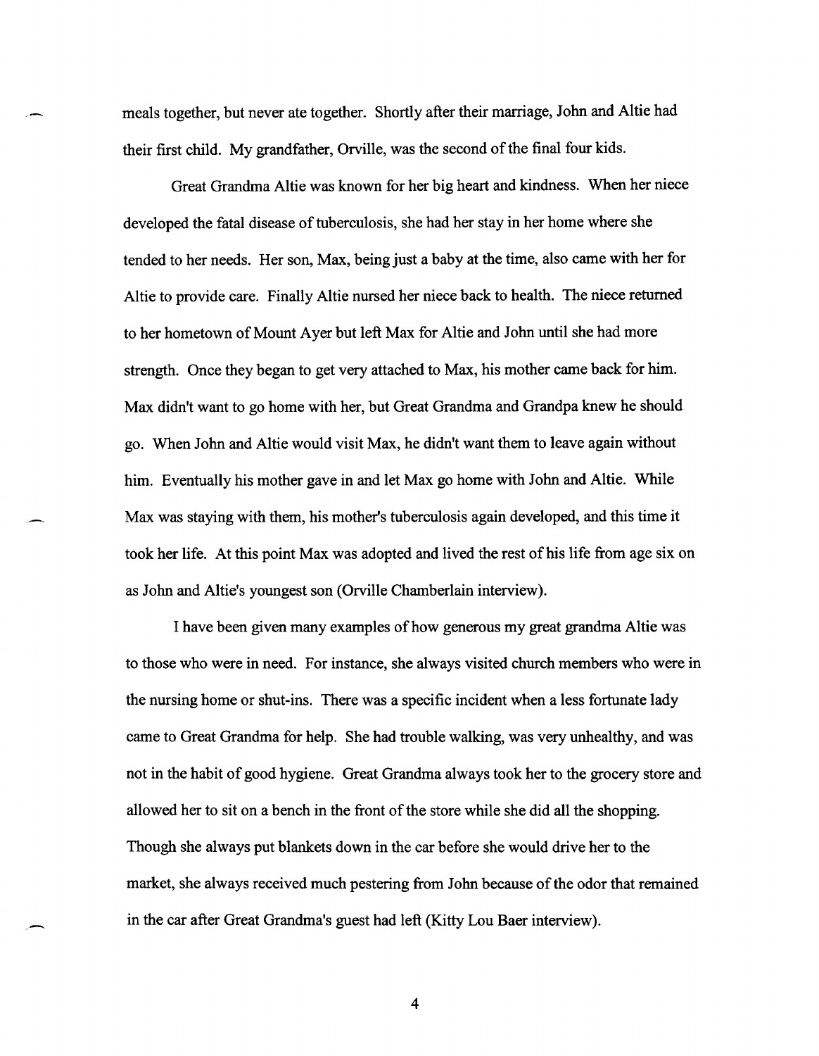meals together, but never ate together. Shortly after their marriage, John and Altie had their first child. My grandfather, Orville, was the second of the final four kids.

Great Grandma Altie was known for her big heart and kindness. When her niece developed the fatal disease of tuberculosis, she had her stay in her home where she tended to her needs. Her son, Max, being just a baby at the time, also came with her for Altie to provide care. Finally Altie nursed her niece back to health. The niece returned to her hometown of Mount Ayer but left Max for Altie and John until she had more strength. Once they began to get very attached to Max, his mother came back for him. Max didn't want to go home with her, but Great Grandma and Grandpa knew he should go. When John and Altie would visit Max, he didn't want them to leave again without him. Eventually his mother gave in and let Max go home with John and Altie. While Max was staying with them, his mother's tuberculosis again developed, and this time it took her life. At this point Max was adopted and lived the rest of his life from age six on as John and Altie's youngest son (Orville Chamberlain interview).

I have been given many examples of how generous my great grandma Altie was to those who were in need. For instance, she always visited church members who were in the nursing home or shut-ins. There was a specific incident when a less fortunate lady came to Great Grandma for help. She had trouble walking, was very unhealthy, and was not in the habit of good hygiene. Great Grandma always took her to the grocery store and allowed her to sit on a bench in the front of the store while she did all the shopping. Though she always put blankets down in the car before she would drive her to the market, she always received much pestering from John because of the odor that remained in the car after Great Grandma's guest had left (Kitty Lou Baer interview).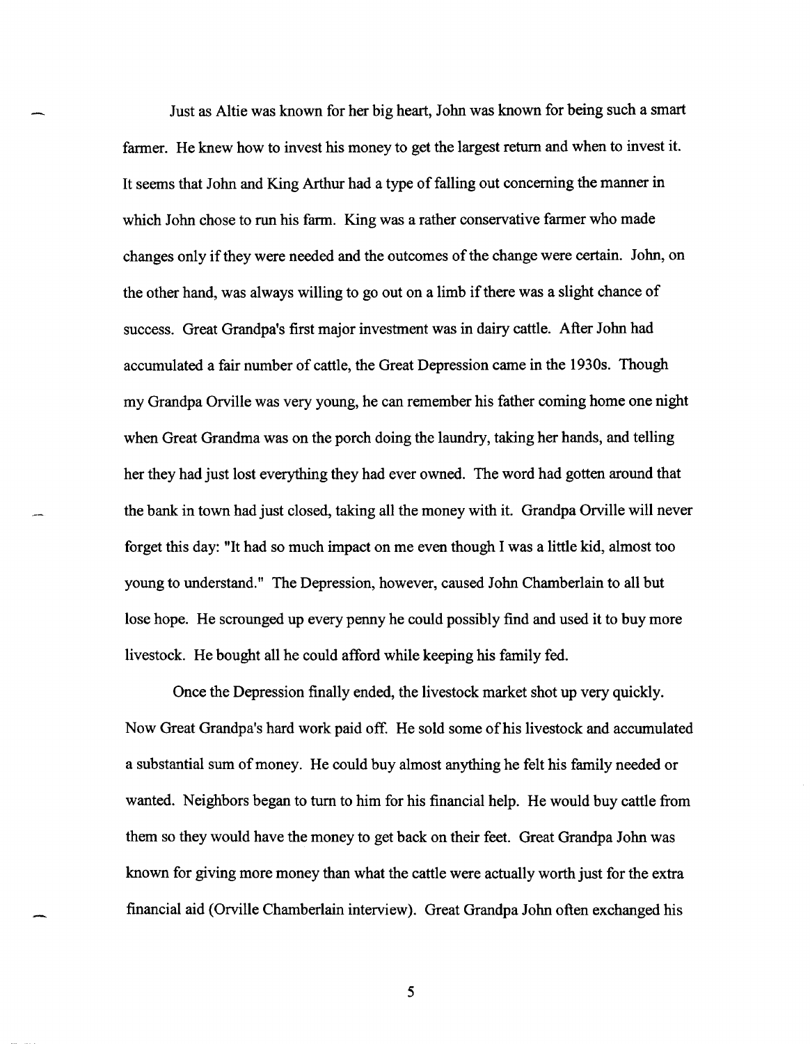Just as Altie was known for her big heart, John was known for being such a smart farmer. He knew how to invest his money to get the largest return and when to invest it. It seems that John and King Arthur had a type of falling out concerning the manner in which John chose to run his farm. King was a rather conservative farmer who made changes only if they were needed and the outcomes of the change were certain. John, on the other hand, was always willing to go out on a limb if there was a slight chance of success. Great Grandpa's first major investment was in dairy cattle. After John had accumulated a fair number of cattle, the Great Depression came in the 1930s. Though my Grandpa Orville was very young, he can remember his father coming home one night when Great Grandma was on the porch doing the laundry, taking her hands, and telling her they had just lost everything they had ever owned. The word had gotten around that the bank in town had just closed, taking all the money with it. Grandpa Orville will never forget this day: "It had so much impact on me even though I was a little kid, almost too young to understand." The Depression, however, caused John Chamberlain to all but lose hope. He scrounged up every penny he could possibly find and used it to buy more livestock. He bought all he could afford while keeping his family fed.

Once the Depression finally ended, the livestock market shot up very quickly. Now Great Grandpa's hard work paid off. He sold some of his livestock and accumulated a substantial sum of money. He could buy almost anything he felt his family needed or wanted. Neighbors began to turn to him for his financial help. He would buy cattle from them so they would have the money to get back on their feet. Great Grandpa John was known for giving more money than what the cattle were actually worth just for the extra financial aid (Orville Chamberlain interview). Great Grandpa John often exchanged his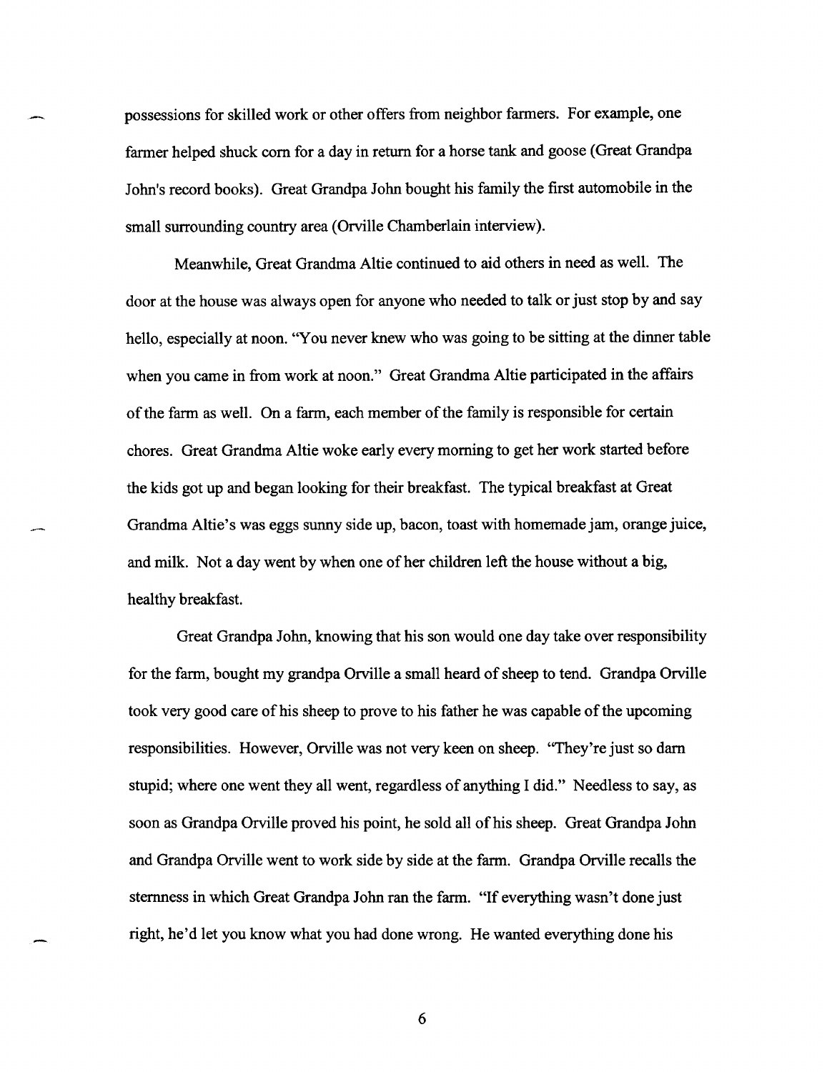possessions for skilled work or other offers from neighbor farmers. For example, one farmer helped shuck corn for a day in return for a horse tank and goose (Great Grandpa John's record books). Great Grandpa John bought his family the first automobile in the small surrounding country area (Orville Chamberlain interview).

Meanwhile, Great Grandma Altie continued to aid others in need as well. The door at the house was always open for anyone who needed to talk or just stop by and say hello, especially at noon. "You never knew who was going to be sitting at the dinner table when you came in from work at noon." Great Grandma Altie participated in the affairs of the farm as well. On a farm, each member of the family is responsible for certain chores. Great Grandma Altie woke early every morning to get her work started before the kids got up and began looking for their breakfast. The typical breakfast at Great Grandma Altie's was eggs sunny side up, bacon, toast with homemade jam, orange juice, and milk. Not a day went by when one of her children left the house without a big, healthy breakfast.

Great Grandpa John, knowing that his son would one day take over responsibility for the farm, bought my grandpa Orville a small heard of sheep to tend. Grandpa Orville took very good care of his sheep to prove to his father he was capable of the upcoming responsibilities. However, Orville was not very keen on sheep. "They're just so darn stupid; where one went they all went, regardless of anything I did." Needless to say, as soon as Grandpa Orville proved his point, he sold all of his sheep. Great Grandpa John and Grandpa Orville went to work side by side at the farm. Grandpa Orville recalls the sternness in which Great Grandpa John ran the farm. "If everything wasn't done just right, he'd let you know what you had done wrong. He wanted everything done his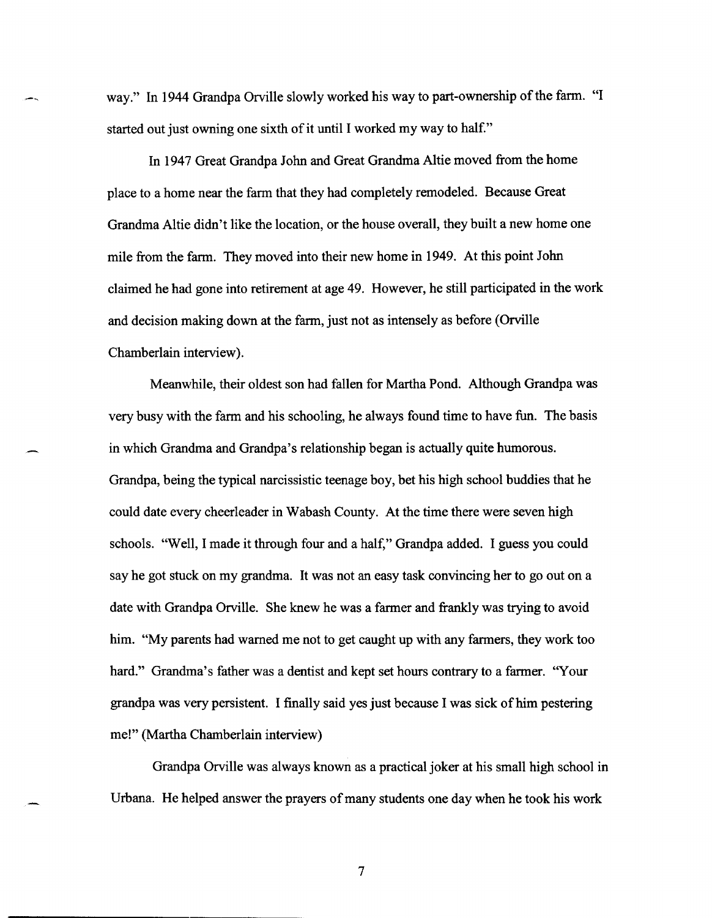way." In 1944 Grandpa Orville slowly worked his way to part-ownership of the farm. "I started out just owning one sixth of it until I worked my way to half."

In 1947 Great Grandpa John and Great Grandma Altie moved from the home place to a home near the farm that they had completely remodeled. Because Great Grandma Altie didn't like the location, or the house overall, they built a new home one mile from the farm. They moved into their new home in 1949. At this point John claimed he had gone into retirement at age 49. However, he still participated in the work and decision making down at the farm, just not as intensely as before (Orville Chamberlain interview).

Meanwhile, their oldest son had fallen for Martha Pond. Although Grandpa was very busy with the farm and his schooling, he always found time to have fun. The basis in which Grandma and Grandpa's relationship began is actually quite humorous. Grandpa, being the typical narcissistic teenage boy, bet his high school buddies that he could date every cheerleader in Wabash County. At the time there were seven high schools. "Well, I made it through four and a half," Grandpa added. I guess you could say he got stuck on my grandma. It was not an easy task convincing her to go out on a date with Grandpa Orville. She knew he was a farmer and frankly was trying to avoid him. "My parents had warned me not to get caught up with any farmers, they work too hard." Grandma's father was a dentist and kept set hours contrary to a farmer. "Your grandpa was very persistent. I finally said yes just because I was sick of him pestering me!" (Martha Chamberlain interview)

Grandpa Orville was always known as a practical joker at his small high school in Urbana. He helped answer the prayers of many students one day when he took his work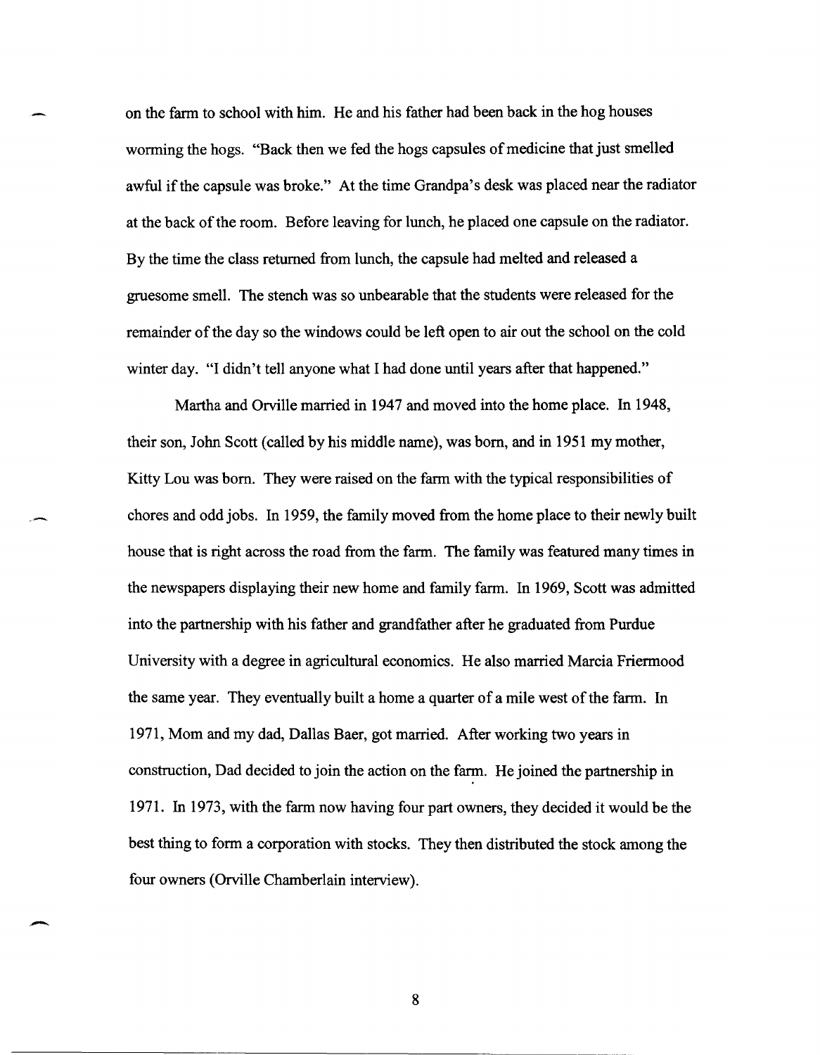on the farm to school with him. He and his father had been back in the hog houses worming the hogs. "Back then we fed the hogs capsules of medicine that just smelled awful if the capsule was broke." At the time Grandpa's desk was placed near the radiator at the back of the room. Before leaving for lunch, he placed one capsule on the radiator. By the time the class returned from lunch, the capsule had melted and released a gruesome smell. The stench was so unbearable that the students were released for the remainder of the day so the windows could be left open to air out the school on the cold winter day. "I didn't tell anyone what I had done until years after that happened."

Martha and Orville married in 1947 and moved into the home place. In 1948, their son, John Scott (called by his middle name), was born, and in 1951 my mother, Kitty Lou was born. They were raised on the farm with the typical responsibilities of chores and odd jobs. In 1959, the family moved from the home place to their newly built house that is right across the road from the farm. The family was featured many times in the newspapers displaying their new home and family farm. In 1969, Scott was admitted into the partnership with his father and grandfather after he graduated from Purdue University with a degree in agricultural economics. He also married Marcia Friermood the same year. They eventually built a home a quarter of a mile west of the farm. In 1971, Mom and my dad, Dallas Baer, got married. After working two years in construction, Dad decided to join the action on the farm. He joined the partnership in 1971. In 1973, with the farm now having four part owners, they decided it would be the best thing to form a corporation with stocks. They then distributed the stock among the four owners (Orville Chamberlain interview).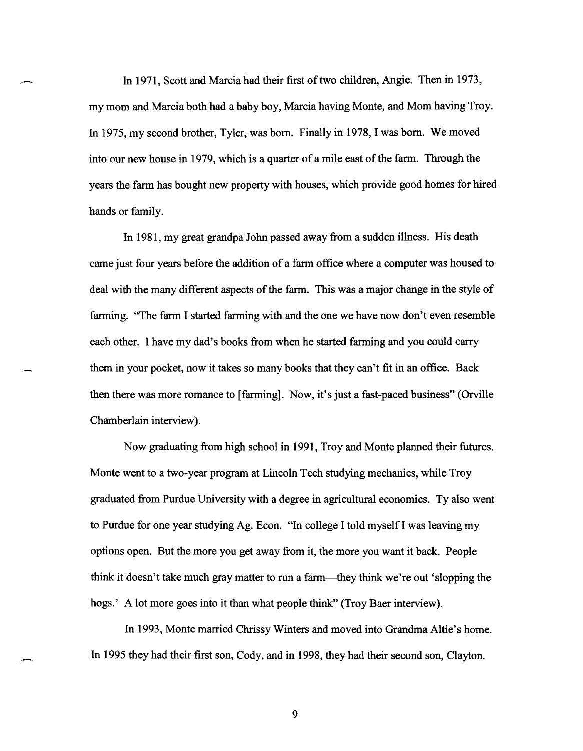In 1971, Scott and Marcia had their first of two children, Angie. Then in 1973, my mom and Marcia both had a baby boy, Marcia having Monte, and Mom having Troy. In 1975, my second brother, Tyler, was born. Finally in 1978, I was born. We moved into our new house in 1979, which is a quarter of a mile east of the farm. Through the years the farm has bought new property with houses, which provide good homes for hired hands or family.

In 1981, my great grandpa John passed away from a sudden illness. His death came just four years before the addition of a farm office where a computer was housed to deal with the many different aspects of the farm. This was a major change in the style of farming. "The farm I started farming with and the one we have now don't even resemble each other. I have my dad's books from when he started farming and you could carry them in your pocket, now it takes so many books that they can't fit in an office. Back then there was more romance to [farming]. Now, it's just a fast-paced business" (Orville Chamberlain interview).

Now graduating from high school in 1991, Troy and Monte planned their futures. Monte went to a two-year program at Lincoln Tech studying mechanics, while Troy graduated from Purdue University with a degree in agricultural economics. Ty also went to Purdue for one year studying Ag. Econ. "In college I told myself I was leaving my options open. But the more you get away from it, the more you want it back. People think it doesn't take much gray matter to run a farm—they think we're out 'slopping the hogs.' A lot more goes into it than what people think" (Troy Baer interview).

In 1993, Monte married Chrissy Winters and moved into Grandma Altie's home. In 1995 they had their first son, Cody, and in 1998, they had their second son, Clayton.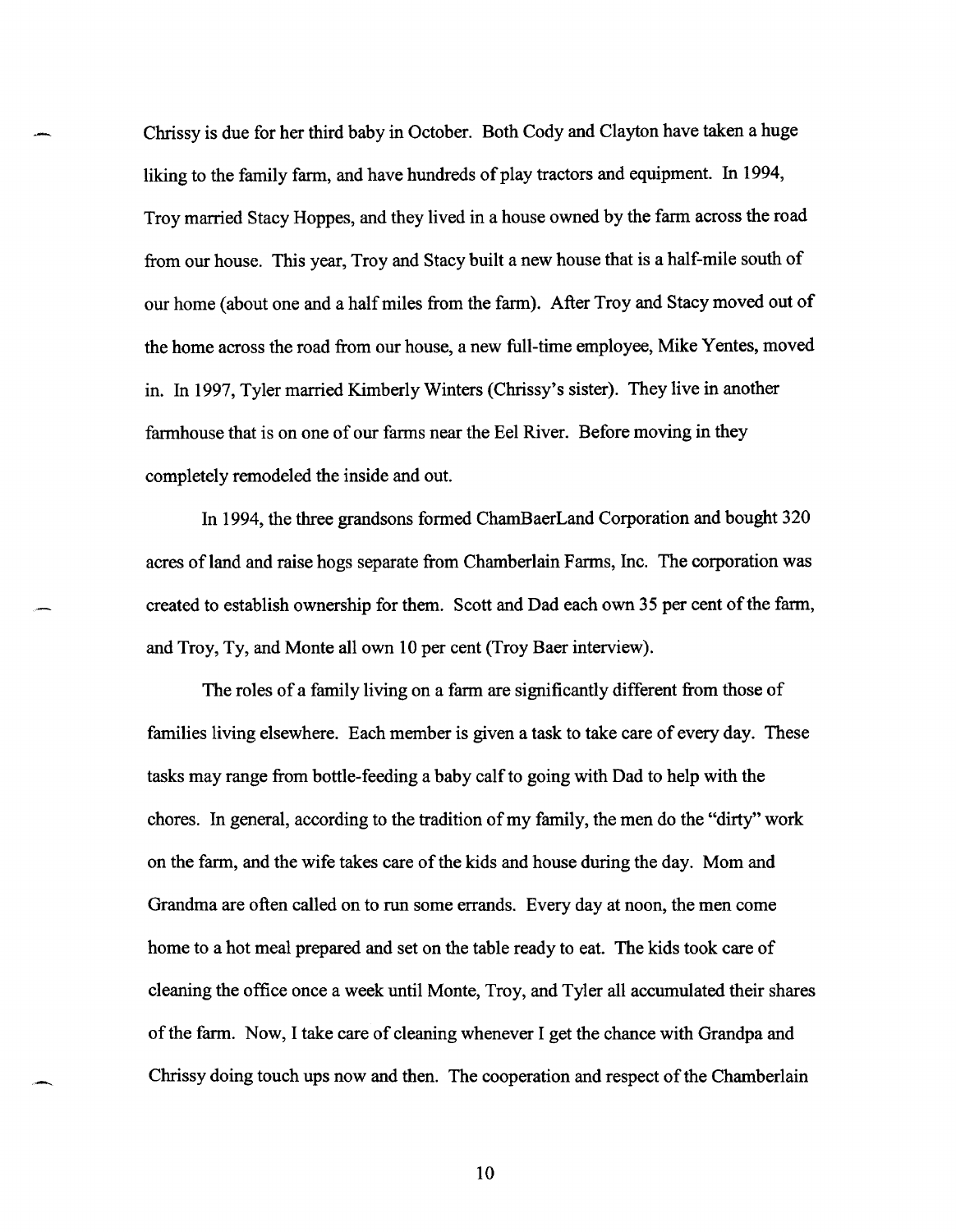Chrissy is due for her third baby in October. Both Cody and Clayton have taken a huge liking to the family farm, and have hundreds of play tractors and equipment. In 1994, Troy married Stacy Hoppes, and they lived in a house owned by the farm across the road from our house. This year, Troy and Stacy built a new house that is a half-mile south of our home (about one and a half miles from the farm). After Troy and Stacy moved out of the home across the road from our house, a new full-time employee, Mike Yentes, moved in. In 1997, Tyler married Kimberly Winters (Chrissy's sister). They live in another farmhouse that is on one of our farms near the Eel River. Before moving in they completely remodeled the inside and out.

In 1994, the three grandsons formed ChamBaerLand Corporation and bought 320 acres of land and raise hogs separate from Chamberlain Farms, Inc. The corporation was created to establish ownership for them. Scott and Dad each own 35 per cent of the farm, and Troy, Ty, and Monte all own 10 per cent (Troy Baer interview).

The roles of a family living on a farm are significantly different from those of families living elsewhere. Each member is given a task to take care of every day. These tasks may range from bottle-feeding a baby calf to going with Dad to help with the chores. In general, according to the tradition of my family, the men do the "dirty" work on the farm, and the wife takes care of the kids and house during the day. Mom and Grandma are often called on to run some errands. Every day at noon, the men come home to a hot meal prepared and set on the table ready to eat. The kids took care of cleaning the office once a week until Monte, Troy, and Tyler all accumulated their shares of the farm. Now, I take care of cleaning whenever I get the chance with Grandpa and Chrissy doing touch ups now and then. The cooperation and respect of the Chamberlain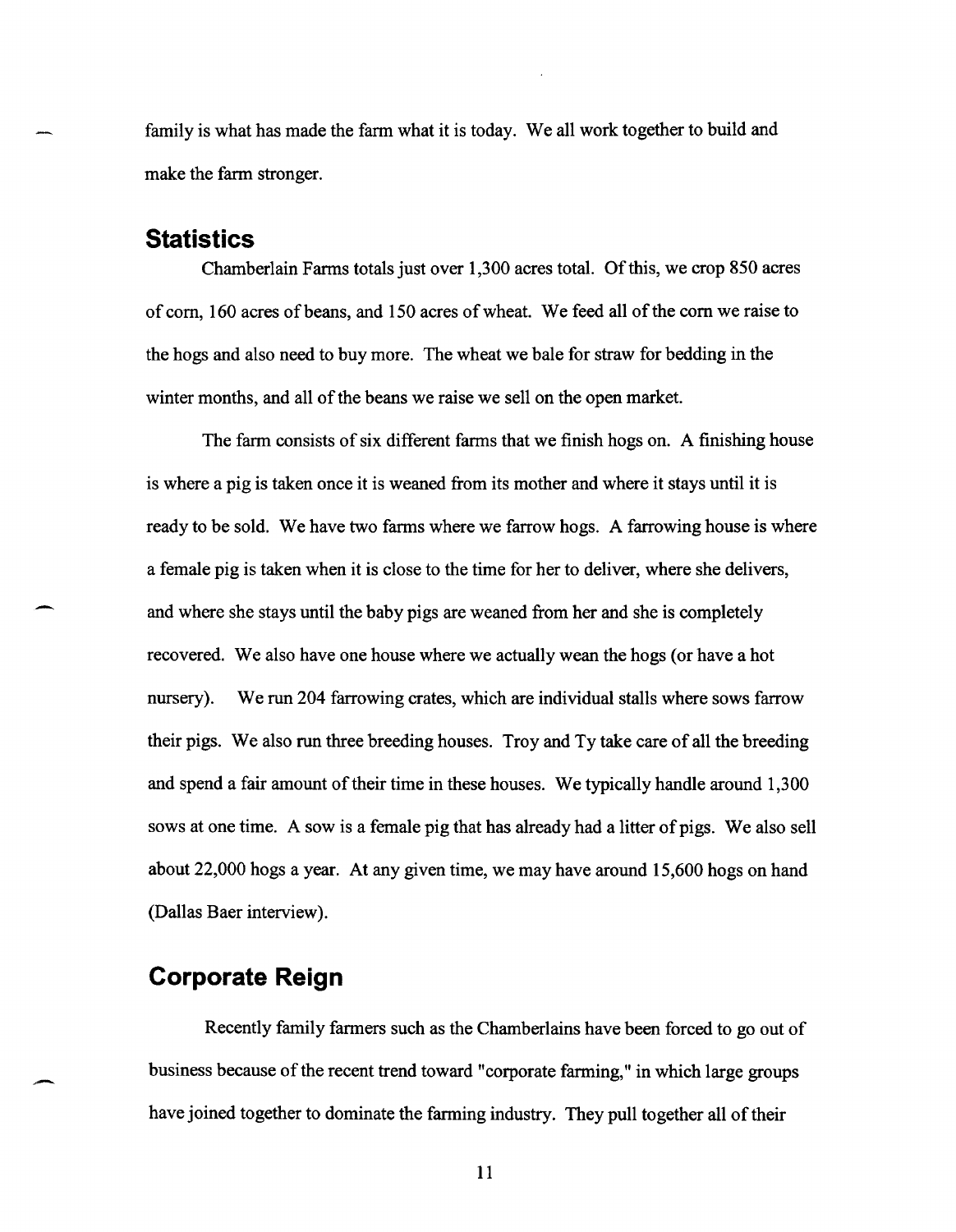family is what has made the farm what it is today. We all work together to build and make the farm stronger.

## Statistics

Chamberlain Farms totals just over 1,300 acres total. Of this, we crop 850 acres of corn, 160 acres of beans, and 150 acres of wheat. We feed all of the corn we raise to the hogs and also need to buy more. The wheat we bale for straw for bedding in the winter months, and all of the beans we raise we sell on the open market.

The farm consists of six different farms that we finish hogs on. A finishing house is where a pig is taken once it is weaned from its mother and where it stays until it is ready to be sold. We have two farms where we farrow hogs. A farrowing house is where a female pig is taken when it is close to the time for her to deliver, where she delivers, and where she stays until the baby pigs are weaned from her and she is completely recovered. We also have one house where we actually wean the hogs (or have a hot nursery). We run 204 farrowing crates, which are individual stalls where sows farrow their pigs. We also run three breeding houses. Troy and Ty take care of all the breeding and spend a fair amount of their time in these houses. We typically handle around 1,300 sows at one time. A sow is a female pig that has already had a litter of pigs. We also sell about 22,000 hogs a year. At any given time, we may have around 15,600 hogs on hand (Dallas Baer interview).

## Corporate Reign

Recently family farmers such as the Chamberlains have been forced to go out of business because of the recent trend toward "corporate farming," in which large groups have joined together to dominate the farming industry. They pull together all of their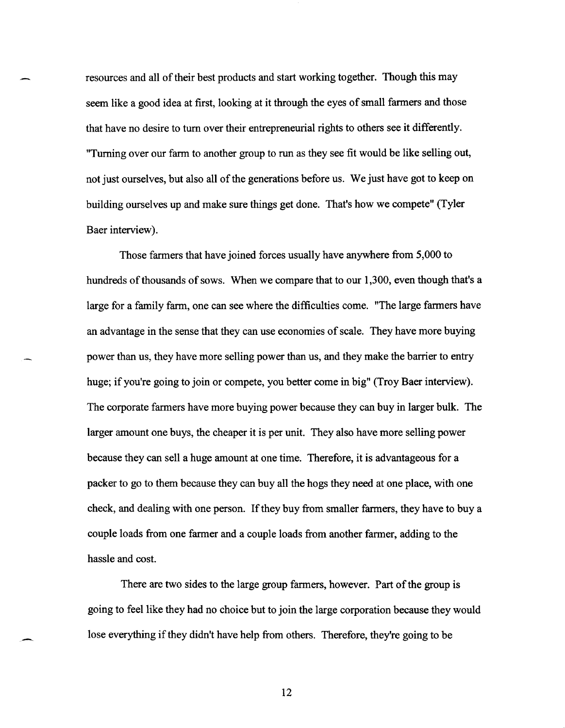resources and all of their best products and start working together. Though this may seem like a good idea at first, looking at it through the eyes of small farmers and those that have no desire to turn over their entrepreneurial rights to others see it differently. "Turning over our farm to another group to run as they see fit would be like selling out, not just ourselves, but also all of the generations before us. We just have got to keep on building ourselves up and make sure things get done. That's how we compete" (Tyler Baer interview).

Those farmers that have joined forces usually have anywhere from 5,000 to hundreds of thousands of sows. When we compare that to our 1,300, even though that's a large for a family farm, one can see where the difficulties come. "The large farmers have an advantage in the sense that they can use economies of scale. They have more buying power than us, they have more selling power than us, and they make the barrier to entry huge; if you're going to join or compete, you better come in big" (Troy Baer interview). The corporate farmers have more buying power because they can buy in larger bulk. The larger amount one buys, the cheaper it is per unit. They also have more selling power because they can sell a huge amount at one time. Therefore, it is advantageous for a packer to go to them because they can buy all the hogs they need at one place, with one check, and dealing with one person. If they buy from smaller farmers, they have to buy a couple loads from one farmer and a couple loads from another farmer, adding to the hassle and cost.

There are two sides to the large group farmers, however. Part of the group is going to feel like they had no choice but to join the large corporation because they would lose everything if they didn't have help from others. Therefore, they're going to be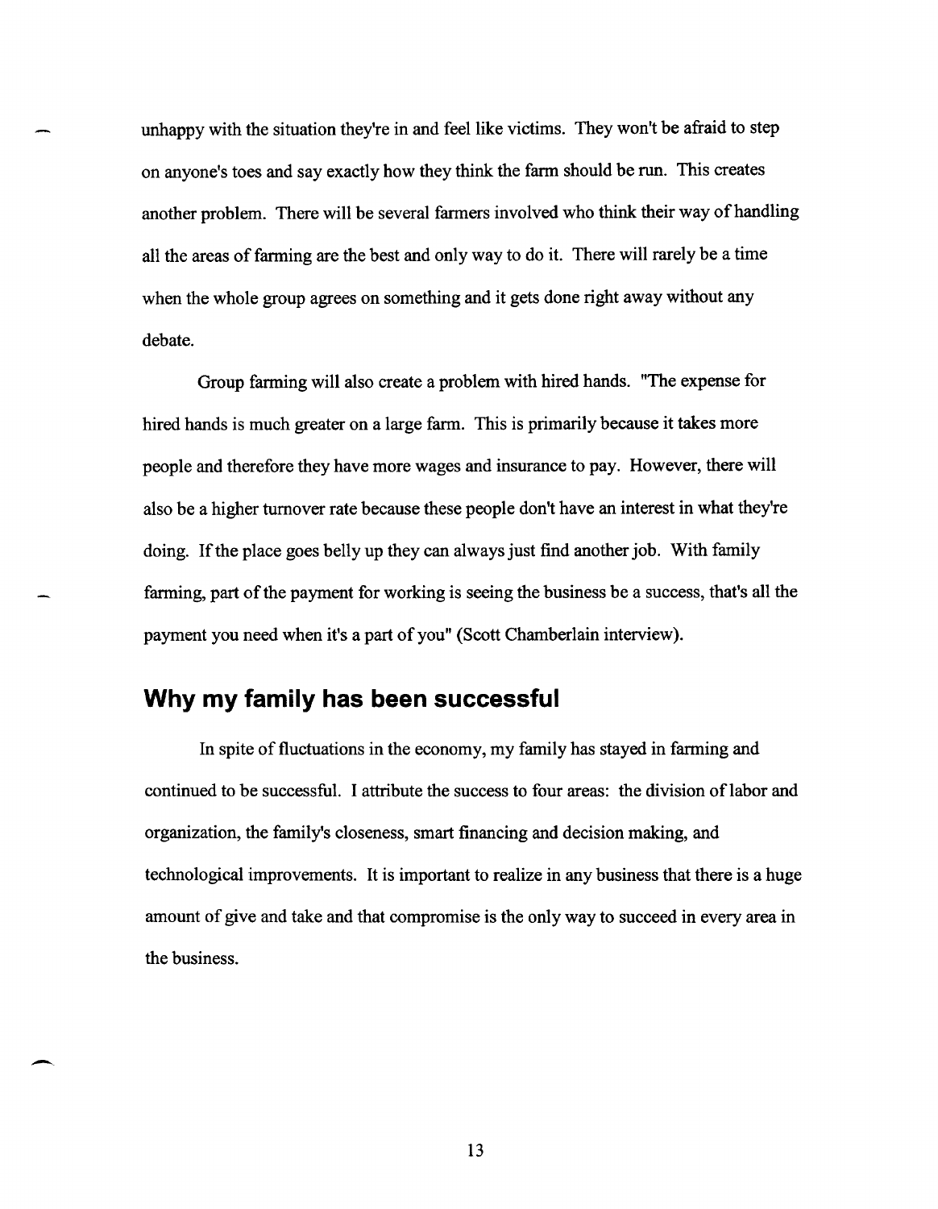unhappy with the situation they're in and feel like victims. They won't be afraid to step on anyone's toes and say exactly how they think the farm should be run. This creates another problem. There will be several farmers involved who think their way of handling all the areas of farming are the best and only way to do it. There will rarely be a time when the whole group agrees on something and it gets done right away without any debate.

Group farming will also create a problem with hired hands. "The expense for hired hands is much greater on a large farm. This is primarily because it takes more people and therefore they have more wages and insurance to pay. However, there will also be a higher turnover rate because these people don't have an interest in what they're doing. If the place goes belly up they can always just find another job. With family farming, part of the payment for working is seeing the business be a success, that's all the payment you need when it's a part of you" (Scott Chamberlain interview).

## Why my family has been successful

In spite of fluctuations in the economy, my family has stayed in farming and continued to be successful. I attribute the success to four areas: the division of labor and organization, the family's closeness, smart financing and decision making, and technological improvements. It is important to realize in any business that there is a huge amount of give and take and that compromise is the only way to succeed in every area in the business.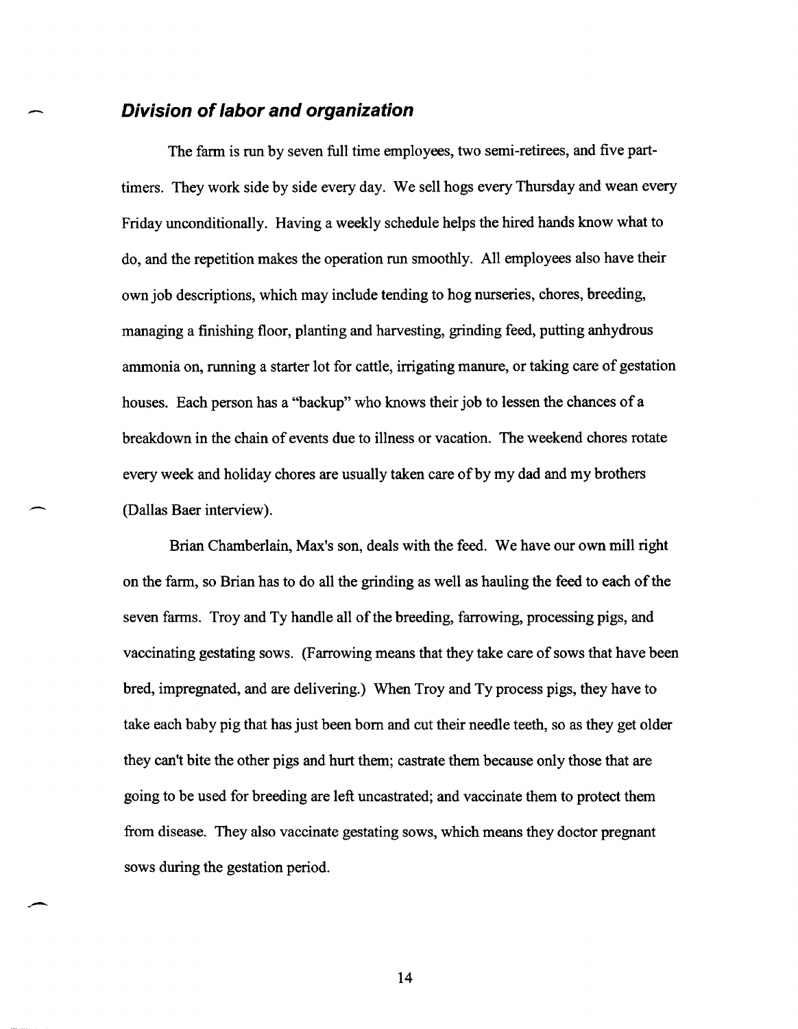### *Division of labor and organization*

The farm is run by seven full time employees, two semi-retirees, and five part-timers. They work side by side every day. We sell hogs every Thursday and wean every Friday unconditionally. Having a weekly schedule helps the hired hands know what to do, and the repetition makes the operation run smoothly. All employees also have their own job descriptions, which may include tending to hog nurseries, chores, breeding, managing a finishing floor, planting and harvesting, grinding feed, putting anhydrous ammonia on, running a starter lot for cattle, irrigating manure, or taking care of gestation houses. Each person has a "backup" who knows their job to lessen the chances of a breakdown in the chain of events due to illness or vacation. The weekend chores rotate every week and holiday chores are usually taken care of by my dad and my brothers (Dallas Baer interview).

Brian Chamberlain, Max's son, deals with the feed. We have our own mill right on the farm, so Brian has to do all the grinding as well as hauling the feed to each of the seven farms. Troy and Ty handle all of the breeding, farrowing, processing pigs, and vaccinating gestating sows. (Farrowing means that they take care of sows that have been bred, impregnated, and are delivering.) When Troy and Ty process pigs, they have to take each baby pig that has just been born and cut their needle teeth, so as they get older they can't bite the other pigs and hurt them; castrate them because only those that are going to be used for breeding are left uncastrated; and vaccinate them to protect them from disease. They also vaccinate gestating sows, which means they doctor pregnant sows during the gestation period.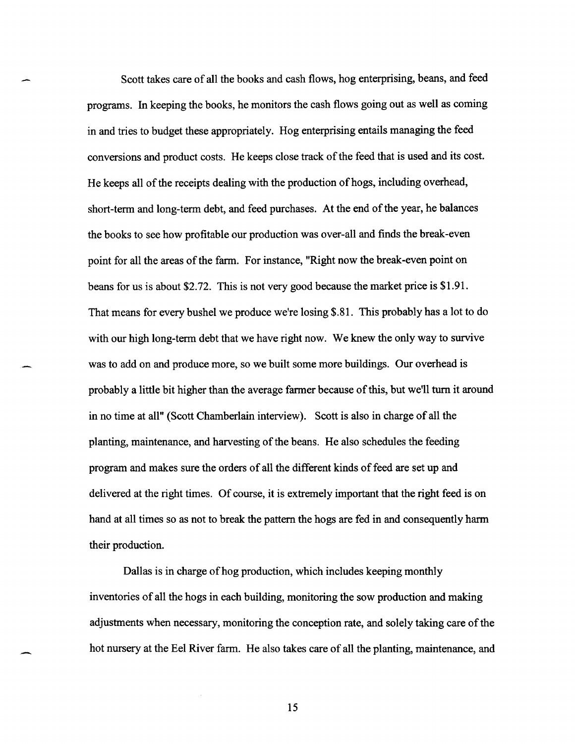Scott takes care of all the books and cash flows, hog enterprising, beans, and feed programs. In keeping the books, he monitors the cash flows going out as well as coming in and tries to budget these appropriately. Hog enterprising entails managing the feed conversions and product costs. He keeps close track of the feed that is used and its cost. He keeps all of the receipts dealing with the production of hogs, including overhead, short-term and long-term debt, and feed purchases. At the end of the year, he balances the books to see how profitable our production was over-all and finds the break-even point for all the areas of the farm. For instance, "Right now the break-even point on beans for us is about $2.72. This is not very good because the market price is $1.91. That means for every bushel we produce we're losing $.81. This probably has a lot to do with our high long-term debt that we have right now. We knew the only way to survive was to add on and produce more, so we built some more buildings. Our overhead is probably a little bit higher than the average farmer because of this, but we'll turn it around in no time at all" (Scott Chamberlain interview). Scott is also in charge of all the planting, maintenance, and harvesting of the beans. He also schedules the feeding program and makes sure the orders of all the different kinds of feed are set up and delivered at the right times. Of course, it is extremely important that the right feed is on hand at all times so as not to break the pattern the hogs are fed in and consequently harm their production.

Dallas is in charge of hog production, which includes keeping monthly inventories of all the hogs in each building, monitoring the sow production and making adjustments when necessary, monitoring the conception rate, and solely taking care of the hot nursery at the Eel River farm. He also takes care of all the planting, maintenance, and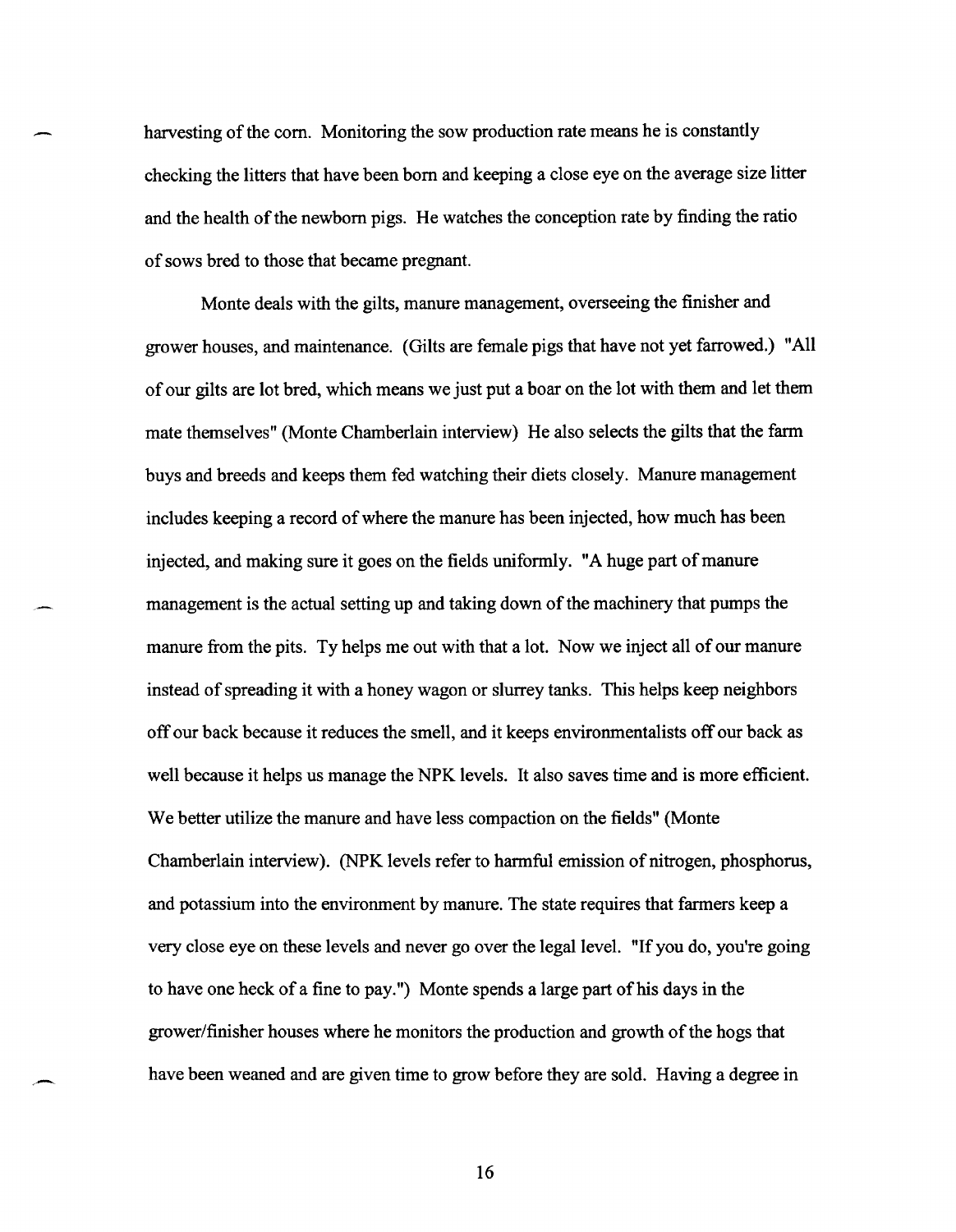harvesting of the corn. Monitoring the sow production rate means he is constantly checking the litters that have been born and keeping a close eye on the average size litter and the health of the newborn pigs. He watches the conception rate by finding the ratio of sows bred to those that became pregnant.

Monte deals with the gilts, manure management, overseeing the finisher and grower houses, and maintenance. (Gilts are female pigs that have not yet farrowed.) "All of our gilts are lot bred, which means we just put a boar on the lot with them and let them mate themselves" (Monte Chamberlain interview) He also selects the gilts that the farm buys and breeds and keeps them fed watching their diets closely. Manure management includes keeping a record of where the manure has been injected, how much has been injected, and making sure it goes on the fields uniformly. "A huge part of manure management is the actual setting up and taking down of the machinery that pumps the manure from the pits. Ty helps me out with that a lot. Now we inject all of our manure instead of spreading it with a honey wagon or slurrey tanks. This helps keep neighbors off our back because it reduces the smell, and it keeps environmentalists off our back as well because it helps us manage the NPK levels. It also saves time and is more efficient. We better utilize the manure and have less compaction on the fields" (Monte Chamberlain interview). (NPK levels refer to harmful emission of nitrogen, phosphorus, and potassium into the environment by manure. The state requires that farmers keep a very close eye on these levels and never go over the legal level. "If you do, you're going to have one heck of a fine to pay.") Monte spends a large part of his days in the grower/finisher houses where he monitors the production and growth of the hogs that have been weaned and are given time to grow before they are sold. Having a degree in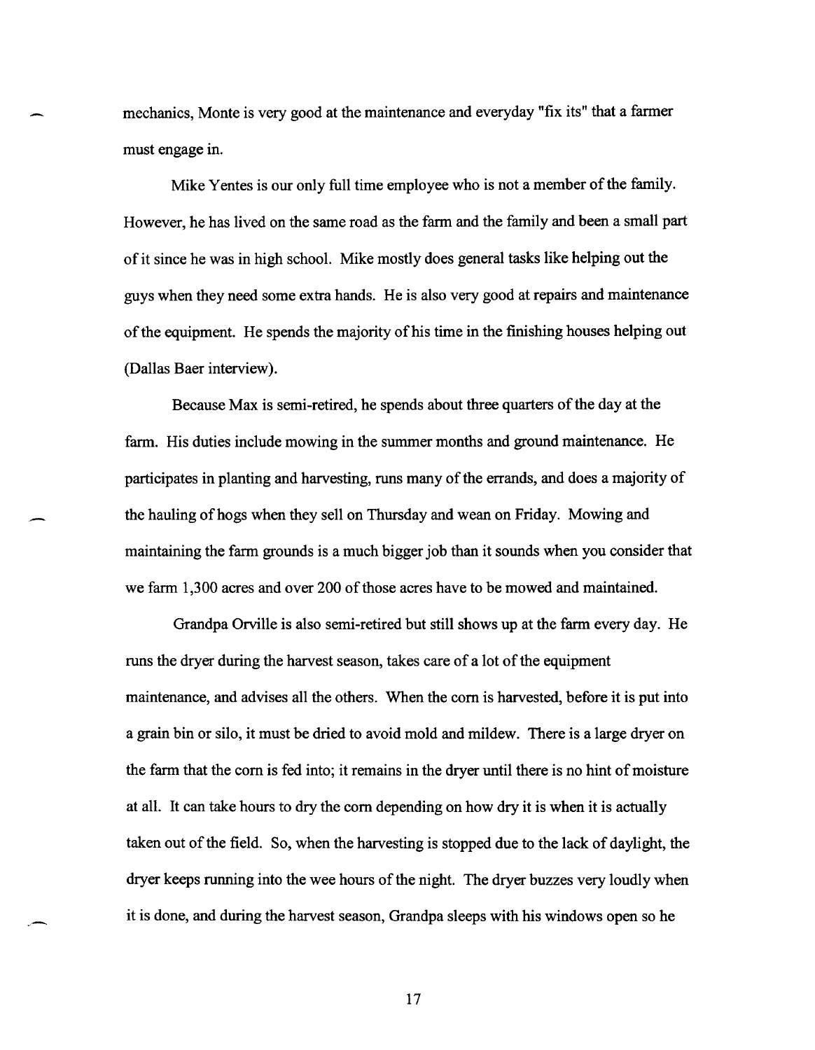mechanics, Monte is very good at the maintenance and everyday "fix its" that a farmer must engage in.

Mike Yentes is our only full time employee who is not a member of the family. However, he has lived on the same road as the farm and the family and been a small part of it since he was in high school. Mike mostly does general tasks like helping out the guys when they need some extra hands. He is also very good at repairs and maintenance of the equipment. He spends the majority of his time in the finishing houses helping out (Dallas Baer interview).

Because Max is semi-retired, he spends about three quarters of the day at the farm. His duties include mowing in the summer months and ground maintenance. He participates in planting and harvesting, runs many of the errands, and does a majority of the hauling of hogs when they sell on Thursday and wean on Friday. Mowing and maintaining the farm grounds is a much bigger job than it sounds when you consider that we farm 1,300 acres and over 200 of those acres have to be mowed and maintained.

Grandpa Orville is also semi-retired but still shows up at the farm every day. He runs the dryer during the harvest season, takes care of a lot of the equipment maintenance, and advises all the others. When the corn is harvested, before it is put into a grain bin or silo, it must be dried to avoid mold and mildew. There is a large dryer on the farm that the corn is fed into; it remains in the dryer until there is no hint of moisture at all. It can take hours to dry the corn depending on how dry it is when it is actually taken out of the field. So, when the harvesting is stopped due to the lack of daylight, the dryer keeps running into the wee hours of the night. The dryer buzzes very loudly when it is done, and during the harvest season, Grandpa sleeps with his windows open so he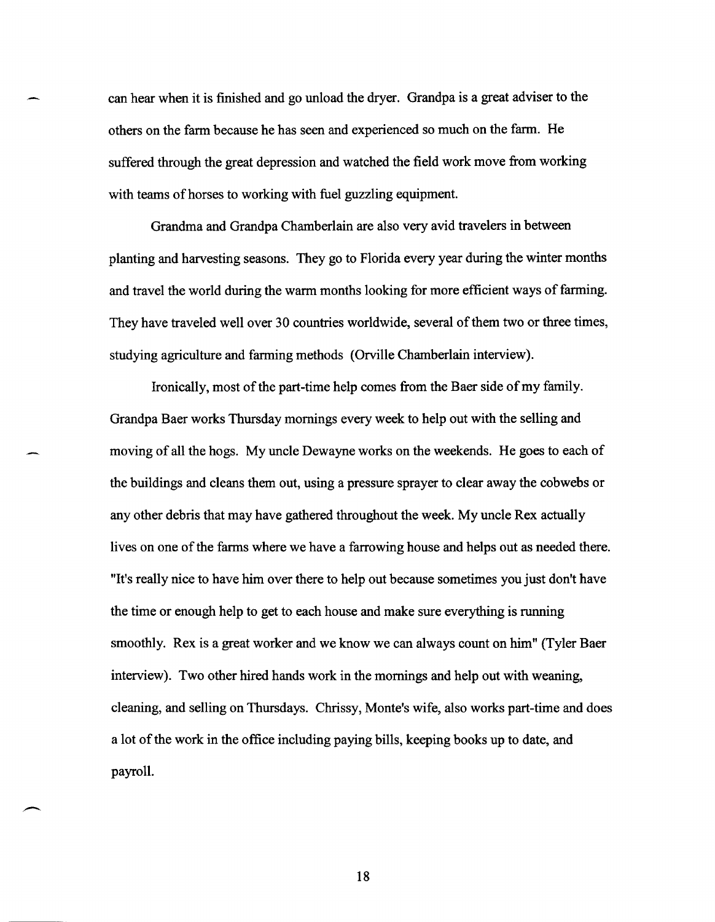can hear when it is finished and go unload the dryer. Grandpa is a great adviser to the others on the farm because he has seen and experienced so much on the farm. He suffered through the great depression and watched the field work move from working with teams of horses to working with fuel guzzling equipment.

Grandma and Grandpa Chamberlain are also very avid travelers in between planting and harvesting seasons. They go to Florida every year during the winter months and travel the world during the warm months looking for more efficient ways of farming. They have traveled well over 30 countries worldwide, several of them two or three times, studying agriculture and farming methods (Orville Chamberlain interview).

Ironically, most of the part-time help comes from the Baer side of my family. Grandpa Baer works Thursday mornings every week to help out with the selling and moving of all the hogs. My uncle Dewayne works on the weekends. He goes to each of the buildings and cleans them out, using a pressure sprayer to clear away the cobwebs or any other debris that may have gathered throughout the week. My uncle Rex actually lives on one of the farms where we have a farrowing house and helps out as needed there. "It's really nice to have him over there to help out because sometimes you just don't have the time or enough help to get to each house and make sure everything is running smoothly. Rex is a great worker and we know we can always count on him" (Tyler Baer interview). Two other hired hands work in the mornings and help out with weaning, cleaning, and selling on Thursdays. Chrissy, Monte's wife, also works part-time and does a lot of the work in the office including paying bills, keeping books up to date, and payroll.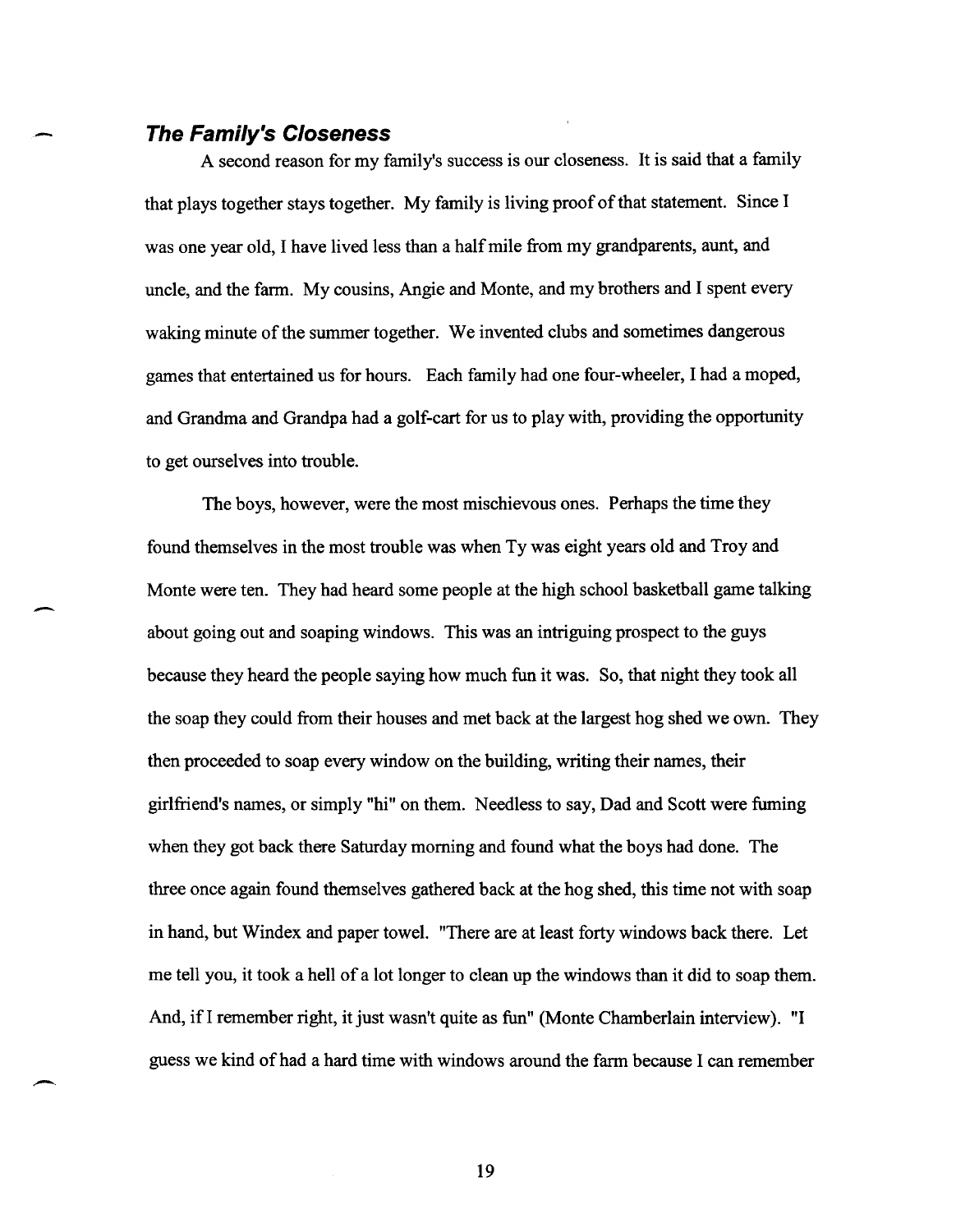### *The Family's Closeness*

A second reason for my family's success is our closeness. It is said that a family that plays together stays together. My family is living proof of that statement. Since I was one year old, I have lived less than a half mile from my grandparents, aunt, and uncle, and the farm. My cousins, Angie and Monte, and my brothers and I spent every waking minute of the summer together. We invented clubs and sometimes dangerous games that entertained us for hours. Each family had one four-wheeler, I had a moped, and Grandma and Grandpa had a golf-cart for us to play with, providing the opportunity to get ourselves into trouble.

The boys, however, were the most mischievous ones. Perhaps the time they found themselves in the most trouble was when Ty was eight years old and Troy and Monte were ten. They had heard some people at the high school basketball game talking about going out and soaping windows. This was an intriguing prospect to the guys because they heard the people saying how much fun it was. So, that night they took all the soap they could from their houses and met back at the largest hog shed we own. They then proceeded to soap every window on the building, writing their names, their girlfriend's names, or simply "hi" on them. Needless to say, Dad and Scott were fuming when they got back there Saturday morning and found what the boys had done. The three once again found themselves gathered back at the hog shed, this time not with soap in hand, but Windex and paper towel. "There are at least forty windows back there. Let me tell you, it took a hell of a lot longer to clean up the windows than it did to soap them. And, if I remember right, it just wasn't quite as fun" (Monte Chamberlain interview). "I guess we kind of had a hard time with windows around the farm because I can remember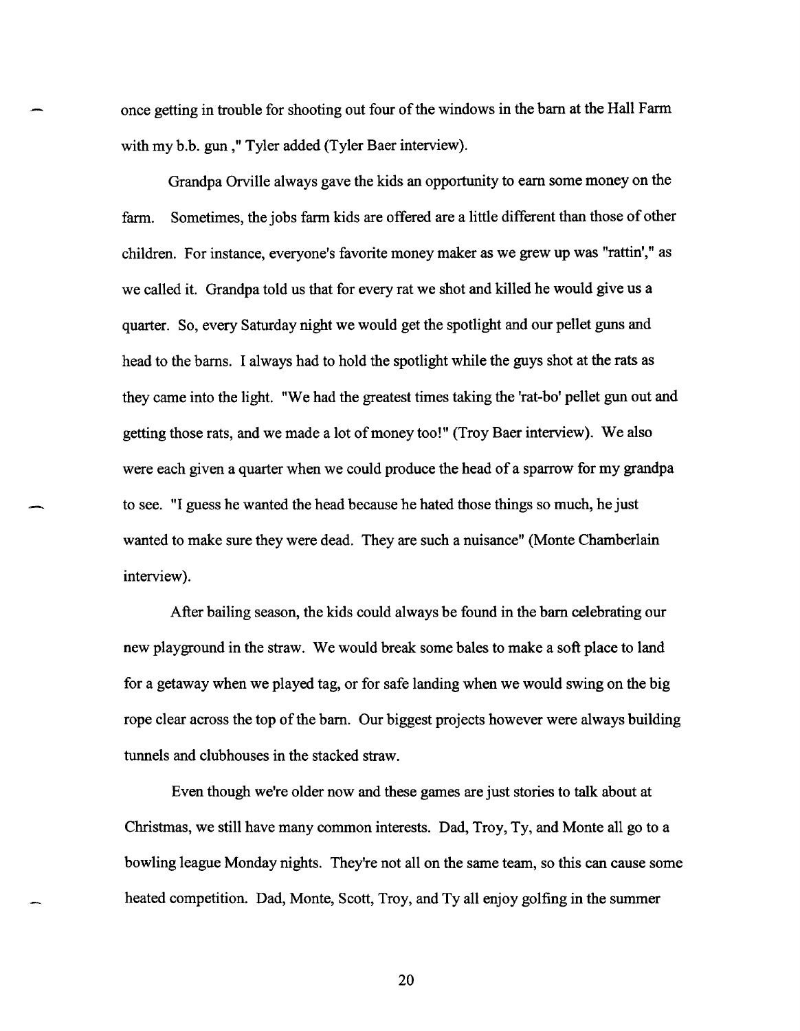once getting in trouble for shooting out four of the windows in the barn at the Hall Farm with my b.b. gun ," Tyler added (Tyler Baer interview).

Grandpa Orville always gave the kids an opportunity to earn some money on the farm. Sometimes, the jobs farm kids are offered are a little different than those of other children. For instance, everyone's favorite money maker as we grew up was "rattin'," as we called it. Grandpa told us that for every rat we shot and killed he would give us a quarter. So, every Saturday night we would get the spotlight and our pellet guns and head to the barns. I always had to hold the spotlight while the guys shot at the rats as they came into the light. "We had the greatest times taking the 'rat-bo' pellet gun out and getting those rats, and we made a lot of money too!" (Troy Baer interview). We also were each given a quarter when we could produce the head of a sparrow for my grandpa to see. "I guess he wanted the head because he hated those things so much, he just wanted to make sure they were dead. They are such a nuisance" (Monte Chamberlain interview).

After bailing season, the kids could always be found in the barn celebrating our new playground in the straw. We would break some bales to make a soft place to land for a getaway when we played tag, or for safe landing when we would swing on the big rope clear across the top of the barn. Our biggest projects however were always building tunnels and clubhouses in the stacked straw.

Even though we're older now and these games are just stories to talk about at Christmas, we still have many common interests. Dad, Troy, Ty, and Monte all go to a bowling league Monday nights. They're not all on the same team, so this can cause some heated competition. Dad, Monte, Scott, Troy, and Ty all enjoy golfing in the summer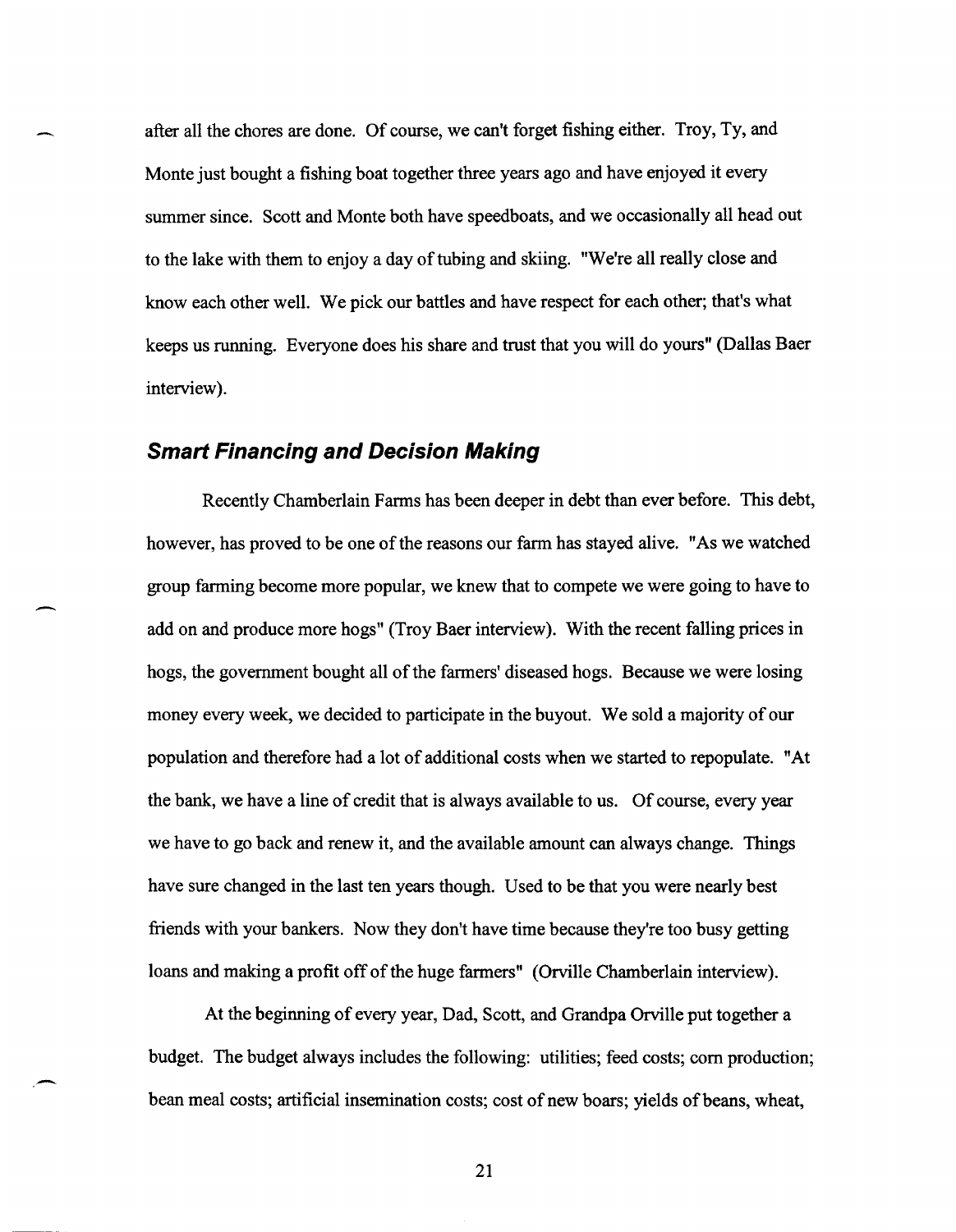after all the chores are done. Of course, we can't forget fishing either. Troy, Ty, and Monte just bought a fishing boat together three years ago and have enjoyed it every summer since. Scott and Monte both have speedboats, and we occasionally all head out to the lake with them to enjoy a day of tubing and skiing. "We're all really close and know each other well. We pick our battles and have respect for each other; that's what keeps us running. Everyone does his share and trust that you will do yours" (Dallas Baer interview).

## *Smart Financing and Decision Making*

Recently Chamberlain Farms has been deeper in debt than ever before. This debt, however, has proved to be one of the reasons our farm has stayed alive. "As we watched group farming become more popular, we knew that to compete we were going to have to add on and produce more hogs" (Troy Baer interview). With the recent falling prices in hogs, the government bought all of the farmers' diseased hogs. Because we were losing money every week, we decided to participate in the buyout. We sold a majority of our population and therefore had a lot of additional costs when we started to repopulate. "At the bank, we have a line of credit that is always available to us. Of course, every year we have to go back and renew it, and the available amount can always change. Things have sure changed in the last ten years though. Used to be that you were nearly best friends with your bankers. Now they don't have time because they're too busy getting loans and making a profit off of the huge farmers" (Orville Chamberlain interview).

At the beginning of every year, Dad, Scott, and Grandpa Orville put together a budget. The budget always includes the following: utilities; feed costs; corn production; bean meal costs; artificial insemination costs; cost of new boars; yields of beans, wheat,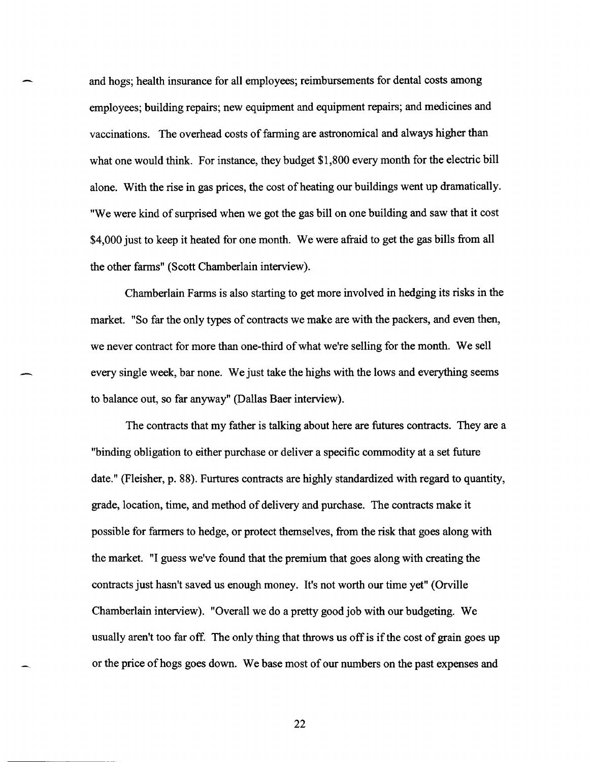and hogs; health insurance for all employees; reimbursements for dental costs among employees; building repairs; new equipment and equipment repairs; and medicines and vaccinations. The overhead costs of farming are astronomical and always higher than what one would think. For instance, they budget $1,800 every month for the electric bill alone. With the rise in gas prices, the cost of heating our buildings went up dramatically. "We were kind of surprised when we got the gas bill on one building and saw that it cost $4,000 just to keep it heated for one month. We were afraid to get the gas bills from all the other farms" (Scott Chamberlain interview).

Chamberlain Farms is also starting to get more involved in hedging its risks in the market. "So far the only types of contracts we make are with the packers, and even then, we never contract for more than one-third of what we're selling for the month. We sell every single week, bar none. We just take the highs with the lows and everything seems to balance out, so far anyway" (Dallas Baer interview).

The contracts that my father is talking about here are futures contracts. They are a "binding obligation to either purchase or deliver a specific commodity at a set future date." (Fleisher, p. 88). Furtures contracts are highly standardized with regard to quantity, grade, location, time, and method of delivery and purchase. The contracts make it possible for farmers to hedge, or protect themselves, from the risk that goes along with the market. "I guess we've found that the premium that goes along with creating the contracts just hasn't saved us enough money. It's not worth our time yet" (Orville Chamberlain interview). "Overall we do a pretty good job with our budgeting. We usually aren't too far off. The only thing that throws us off is if the cost of grain goes up or the price of hogs goes down. We base most of our numbers on the past expenses and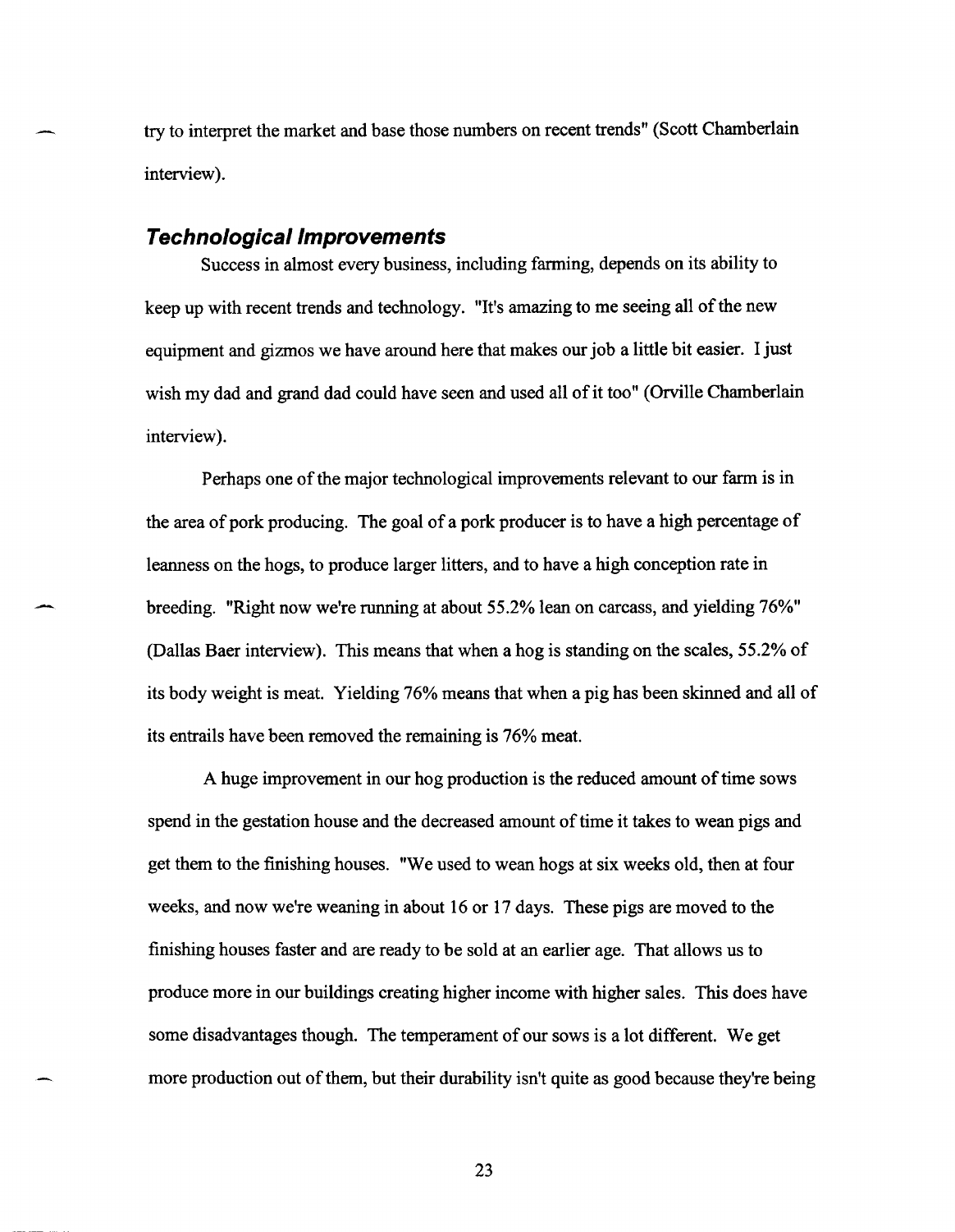try to interpret the market and base those numbers on recent trends" (Scott Chamberlain interview).

### *Technological Improvements*

Success in almost every business, including farming, depends on its ability to keep up with recent trends and technology. "It's amazing to me seeing all of the new equipment and gizmos we have around here that makes our job a little bit easier. I just wish my dad and grand dad could have seen and used all of it too" (Orville Chamberlain interview).

Perhaps one of the major technological improvements relevant to our farm is in the area of pork producing. The goal of a pork producer is to have a high percentage of leanness on the hogs, to produce larger litters, and to have a high conception rate in breeding. "Right now we're running at about 55.2% lean on carcass, and yielding 76%" (Dallas Baer interview). This means that when a hog is standing on the scales, 55.2% of its body weight is meat. Yielding 76% means that when a pig has been skinned and all of its entrails have been removed the remaining is 76% meat.

A huge improvement in our hog production is the reduced amount of time sows spend in the gestation house and the decreased amount of time it takes to wean pigs and get them to the finishing houses. "We used to wean hogs at six weeks old, then at four weeks, and now we're weaning in about 16 or 17 days. These pigs are moved to the finishing houses faster and are ready to be sold at an earlier age. That allows us to produce more in our buildings creating higher income with higher sales. This does have some disadvantages though. The temperament of our sows is a lot different. We get more production out of them, but their durability isn't quite as good because they're being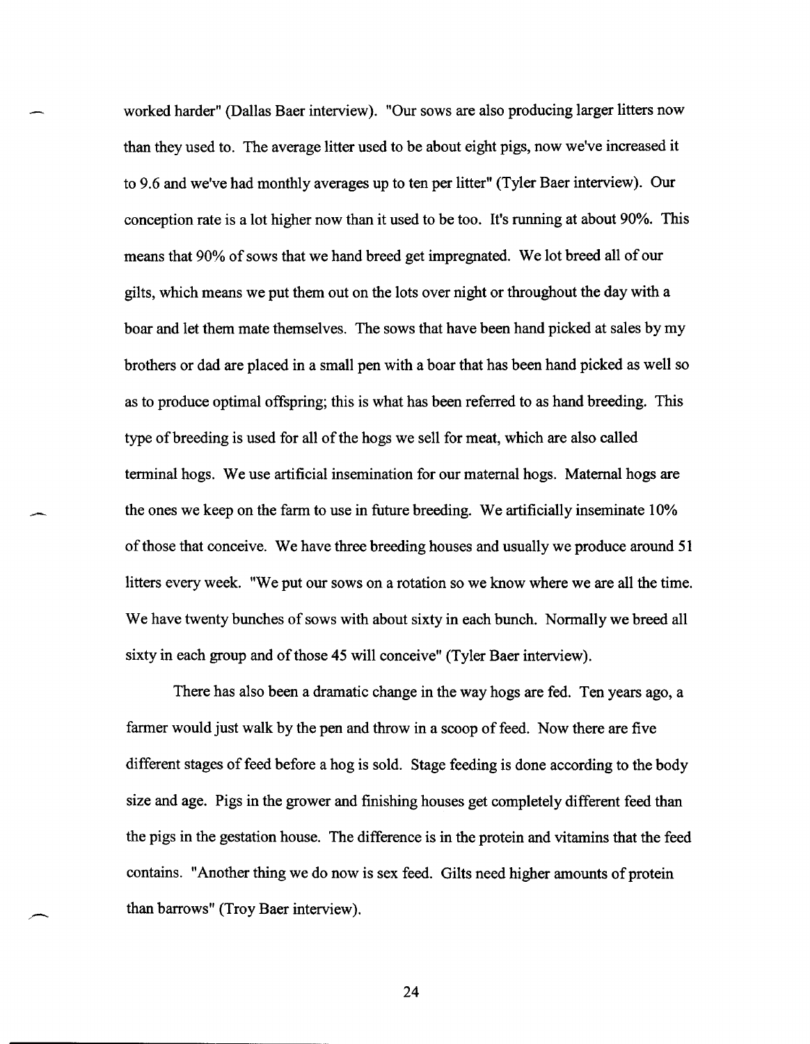worked harder" (Dallas Baer interview). "Our sows are also producing larger litters now than they used to. The average litter used to be about eight pigs, now we've increased it to 9.6 and we've had monthly averages up to ten per litter" (Tyler Baer interview). Our conception rate is a lot higher now than it used to be too. It's running at about 90%. This means that 90% of sows that we hand breed get impregnated. We lot breed all of our gilts, which means we put them out on the lots over night or throughout the day with a boar and let them mate themselves. The sows that have been hand picked at sales by my brothers or dad are placed in a small pen with a boar that has been hand picked as well so as to produce optimal offspring; this is what has been referred to as hand breeding. This type of breeding is used for all of the hogs we sell for meat, which are also called terminal hogs. We use artificial insemination for our maternal hogs. Maternal hogs are the ones we keep on the farm to use in future breeding. We artificially inseminate 10% of those that conceive. We have three breeding houses and usually we produce around 51 litters every week. "We put our sows on a rotation so we know where we are all the time. We have twenty bunches of sows with about sixty in each bunch. Normally we breed all sixty in each group and of those 45 will conceive" (Tyler Baer interview).

There has also been a dramatic change in the way hogs are fed. Ten years ago, a farmer would just walk by the pen and throw in a scoop of feed. Now there are five different stages of feed before a hog is sold. Stage feeding is done according to the body size and age. Pigs in the grower and finishing houses get completely different feed than the pigs in the gestation house. The difference is in the protein and vitamins that the feed contains. "Another thing we do now is sex feed. Gilts need higher amounts of protein than barrows" (Troy Baer interview).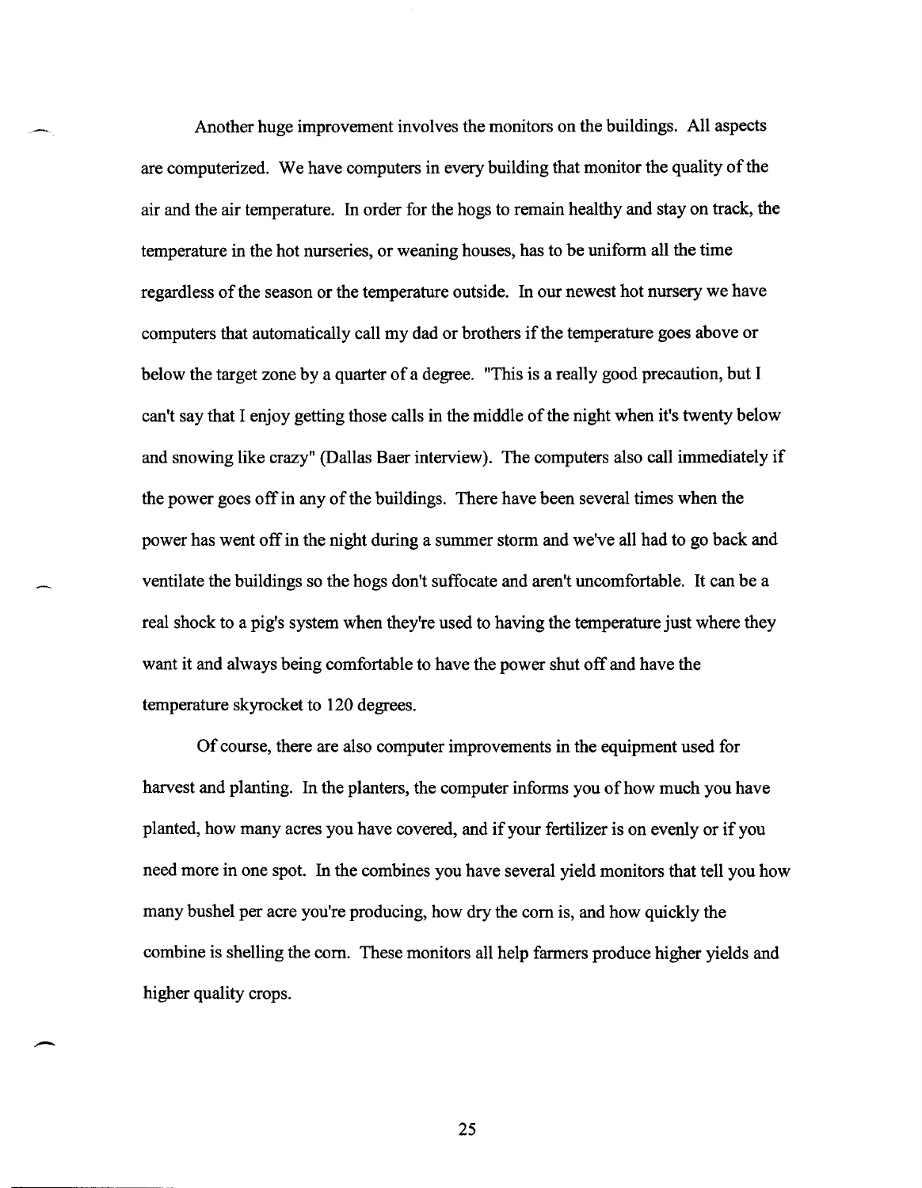Another huge improvement involves the monitors on the buildings. All aspects are computerized. We have computers in every building that monitor the quality of the air and the air temperature. In order for the hogs to remain healthy and stay on track, the temperature in the hot nurseries, or weaning houses, has to be uniform all the time regardless of the season or the temperature outside. In our newest hot nursery we have computers that automatically call my dad or brothers if the temperature goes above or below the target zone by a quarter of a degree. "This is a really good precaution, but I can't say that I enjoy getting those calls in the middle of the night when it's twenty below and snowing like crazy" (Dallas Baer interview). The computers also call immediately if the power goes off in any of the buildings. There have been several times when the power has went off in the night during a summer storm and we've all had to go back and ventilate the buildings so the hogs don't suffocate and aren't uncomfortable. It can be a real shock to a pig's system when they're used to having the temperature just where they want it and always being comfortable to have the power shut off and have the temperature skyrocket to 120 degrees.

Of course, there are also computer improvements in the equipment used for harvest and planting. In the planters, the computer informs you of how much you have planted, how many acres you have covered, and if your fertilizer is on evenly or if you need more in one spot. In the combines you have several yield monitors that tell you how many bushel per acre you're producing, how dry the corn is, and how quickly the combine is shelling the corn. These monitors all help farmers produce higher yields and higher quality crops.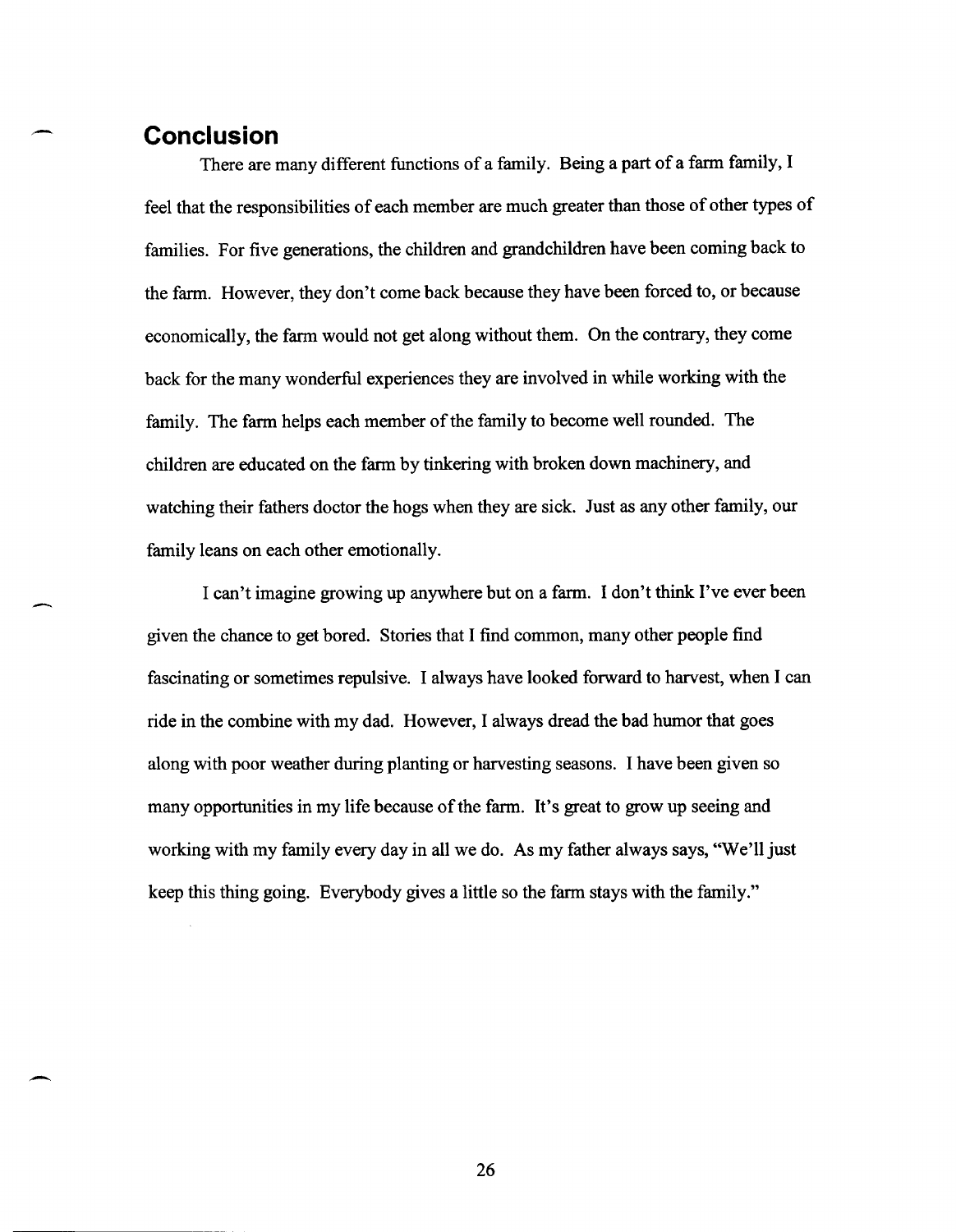## Conclusion

There are many different functions of a family. Being a part of a farm family, I feel that the responsibilities of each member are much greater than those of other types of families. For five generations, the children and grandchildren have been coming back to the farm. However, they don't come back because they have been forced to, or because economically, the farm would not get along without them. On the contrary, they come back for the many wonderful experiences they are involved in while working with the family. The farm helps each member of the family to become well rounded. The children are educated on the farm by tinkering with broken down machinery, and watching their fathers doctor the hogs when they are sick. Just as any other family, our family leans on each other emotionally.

I can't imagine growing up anywhere but on a farm. I don't think I've ever been given the chance to get bored. Stories that I find common, many other people find fascinating or sometimes repulsive. I always have looked forward to harvest, when I can ride in the combine with my dad. However, I always dread the bad humor that goes along with poor weather during planting or harvesting seasons. I have been given so many opportunities in my life because of the farm. It's great to grow up seeing and working with my family every day in all we do. As my father always says, "We'll just keep this thing going. Everybody gives a little so the farm stays with the family."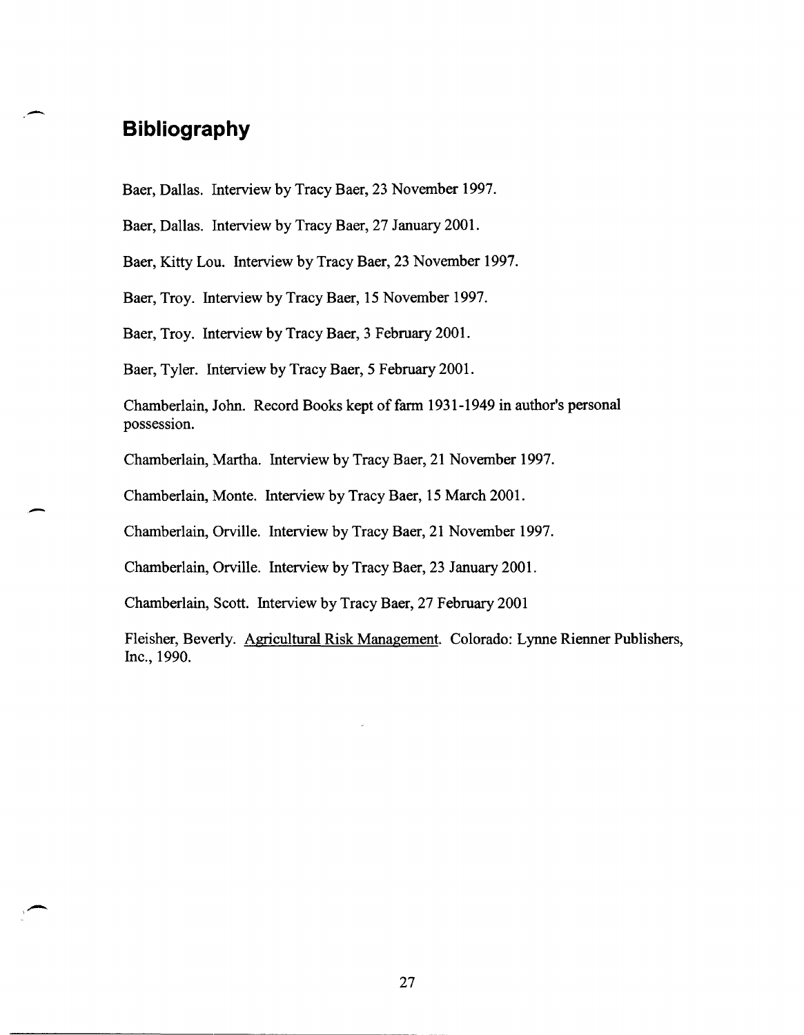## Bibliography

Baer, Dallas. Interview by Tracy Baer, 23 November 1997.

Baer, Dallas. Interview by Tracy Baer, 27 January 2001.

Baer, Kitty Lou. Interview by Tracy Baer, 23 November 1997.

Baer, Troy. Interview by Tracy Baer, 15 November 1997.

Baer, Troy. Interview by Tracy Baer, 3 February 2001.

Baer, Tyler. Interview by Tracy Baer, 5 February 2001.

Chamberlain, John. Record Books kept of farm 1931-1949 in author's personal possession.

Chamberlain, Martha. Interview by Tracy Baer, 21 November 1997.

Chamberlain, Monte. Interview by Tracy Baer, 15 March 2001.

Chamberlain, Orville. Interview by Tracy Baer, 21 November 1997.

Chamberlain, Orville. Interview by Tracy Baer, 23 January 2001.

Chamberlain, Scott. Interview by Tracy Baer, 27 February 2001

Fleisher, Beverly. Agricultural Risk Management. Colorado: Lynne Rienner Publishers, Inc., 1990.